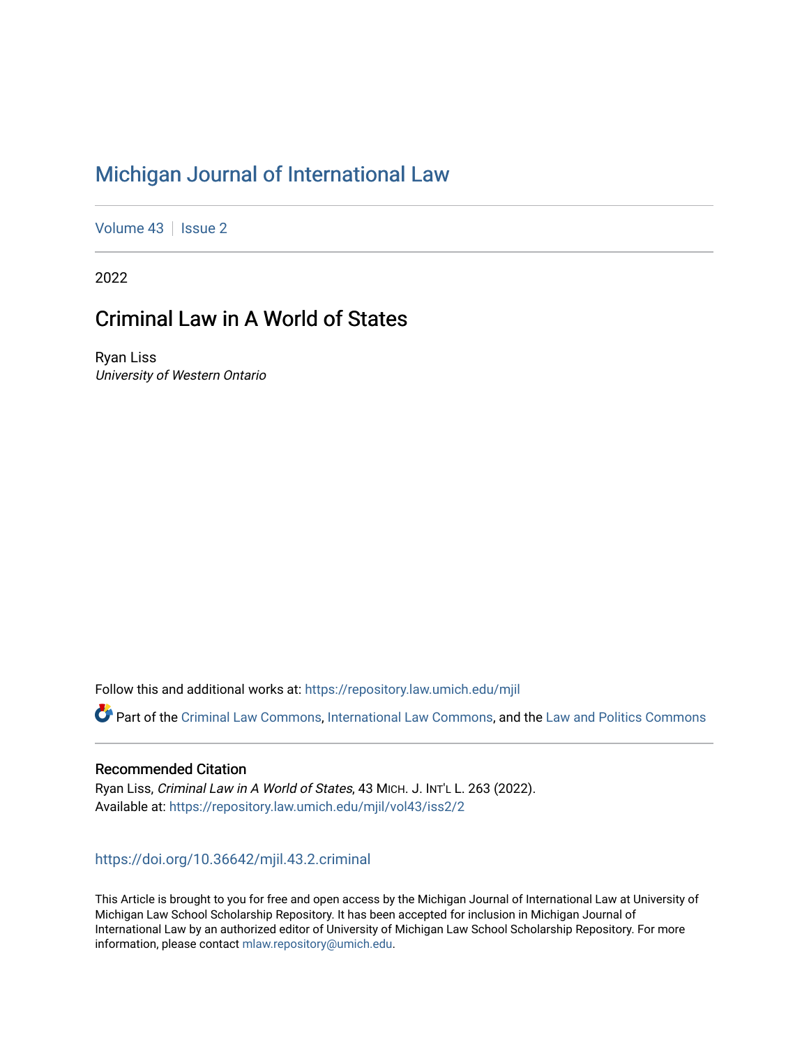# Michigan Journal of International Law

Volume 43 | Issue 2

2022

## Criminal Law in A World of States

Ryan Liss
*University of Western Ontario*

Follow this and additional works at: https://repository.law.umich.edu/mjil

Part of the Criminal Law Commons, International Law Commons, and the Law and Politics Commons

### Recommended Citation

Ryan Liss, *Criminal Law in A World of States*, 43 MICH. J. INT'L L. 263 (2022).
Available at: https://repository.law.umich.edu/mjil/vol43/iss2/2

https://doi.org/10.36642/mjil.43.2.criminal

This Article is brought to you for free and open access by the Michigan Journal of International Law at University of Michigan Law School Scholarship Repository. It has been accepted for inclusion in Michigan Journal of International Law by an authorized editor of University of Michigan Law School Scholarship Repository. For more information, please contact mlaw.repository@umich.edu.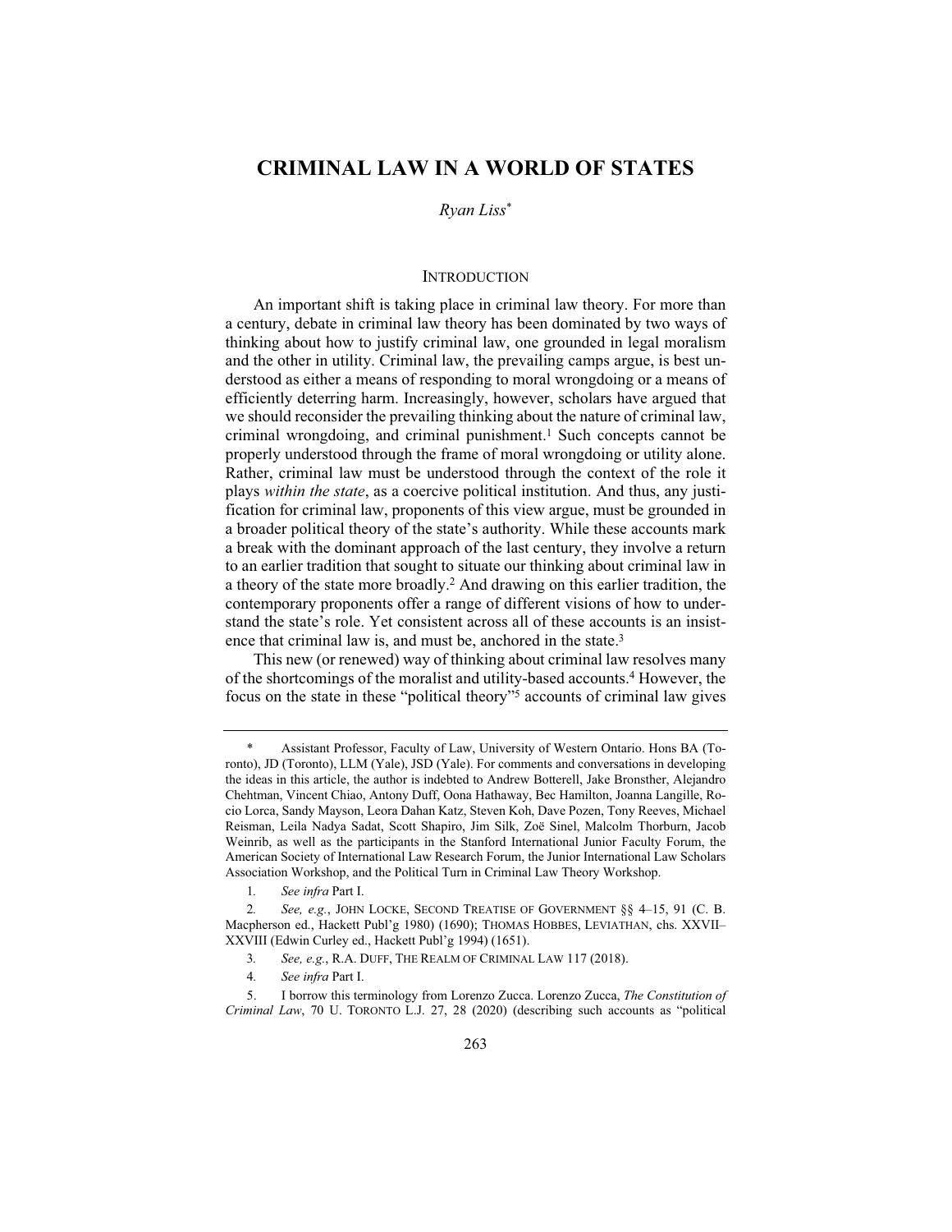# CRIMINAL LAW IN A WORLD OF STATES

*Ryan Liss*[*]

## INTRODUCTION

An important shift is taking place in criminal law theory. For more than a century, debate in criminal law theory has been dominated by two ways of thinking about how to justify criminal law, one grounded in legal moralism and the other in utility. Criminal law, the prevailing camps argue, is best understood as either a means of responding to moral wrongdoing or a means of efficiently deterring harm. Increasingly, however, scholars have argued that we should reconsider the prevailing thinking about the nature of criminal law, criminal wrongdoing, and criminal punishment.[1] Such concepts cannot be properly understood through the frame of moral wrongdoing or utility alone. Rather, criminal law must be understood through the context of the role it plays *within the state*, as a coercive political institution. And thus, any justification for criminal law, proponents of this view argue, must be grounded in a broader political theory of the state's authority. While these accounts mark a break with the dominant approach of the last century, they involve a return to an earlier tradition that sought to situate our thinking about criminal law in a theory of the state more broadly.[2] And drawing on this earlier tradition, the contemporary proponents offer a range of different visions of how to understand the state's role. Yet consistent across all of these accounts is an insistence that criminal law is, and must be, anchored in the state.[3]

This new (or renewed) way of thinking about criminal law resolves many of the shortcomings of the moralist and utility-based accounts.[4] However, the focus on the state in these "political theory"[5] accounts of criminal law gives

---

\* Assistant Professor, Faculty of Law, University of Western Ontario. Hons BA (Toronto), JD (Toronto), LLM (Yale), JSD (Yale). For comments and conversations in developing the ideas in this article, the author is indebted to Andrew Botterell, Jake Bronsther, Alejandro Chehtman, Vincent Chiao, Antony Duff, Oona Hathaway, Bec Hamilton, Joanna Langille, Rocio Lorca, Sandy Mayson, Leora Dahan Katz, Steven Koh, Dave Pozen, Tony Reeves, Michael Reisman, Leila Nadya Sadat, Scott Shapiro, Jim Silk, Zoë Sinel, Malcolm Thorburn, Jacob Weinrib, as well as the participants in the Stanford International Junior Faculty Forum, the American Society of International Law Research Forum, the Junior International Law Scholars Association Workshop, and the Political Turn in Criminal Law Theory Workshop.

1. *See infra* Part I.

2. *See, e.g.*, JOHN LOCKE, SECOND TREATISE OF GOVERNMENT §§ 4–15, 91 (C. B. Macpherson ed., Hackett Publ'g 1980) (1690); THOMAS HOBBES, LEVIATHAN, chs. XXVII–XXVIII (Edwin Curley ed., Hackett Publ'g 1994) (1651).

3. *See, e.g.*, R.A. DUFF, THE REALM OF CRIMINAL LAW 117 (2018).

4. *See infra* Part I.

5. I borrow this terminology from Lorenzo Zucca. Lorenzo Zucca, *The Constitution of Criminal Law*, 70 U. TORONTO L.J. 27, 28 (2020) (describing such accounts as "political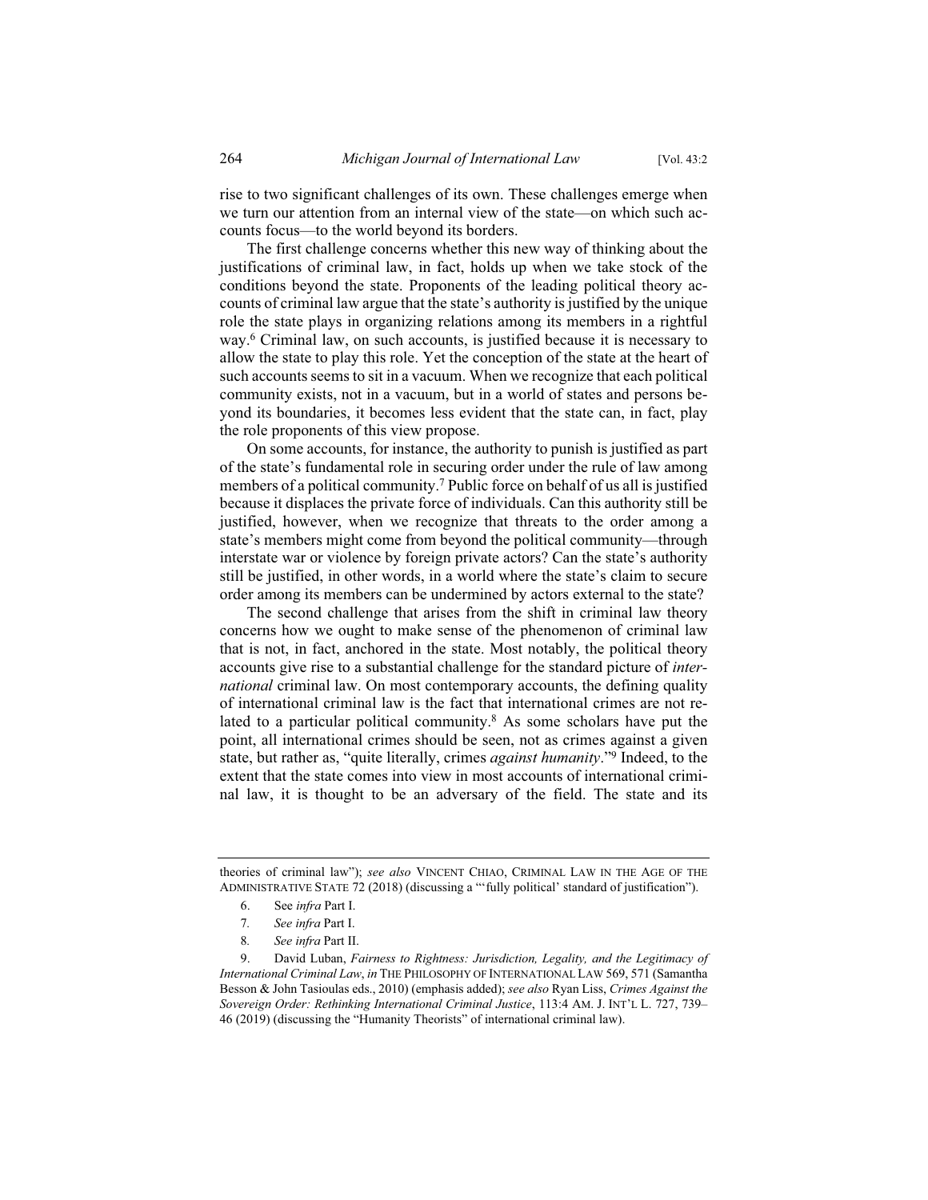rise to two significant challenges of its own. These challenges emerge when we turn our attention from an internal view of the state—on which such accounts focus—to the world beyond its borders.

The first challenge concerns whether this new way of thinking about the justifications of criminal law, in fact, holds up when we take stock of the conditions beyond the state. Proponents of the leading political theory accounts of criminal law argue that the state's authority is justified by the unique role the state plays in organizing relations among its members in a rightful way.[6] Criminal law, on such accounts, is justified because it is necessary to allow the state to play this role. Yet the conception of the state at the heart of such accounts seems to sit in a vacuum. When we recognize that each political community exists, not in a vacuum, but in a world of states and persons beyond its boundaries, it becomes less evident that the state can, in fact, play the role proponents of this view propose.

On some accounts, for instance, the authority to punish is justified as part of the state's fundamental role in securing order under the rule of law among members of a political community.[7] Public force on behalf of us all is justified because it displaces the private force of individuals. Can this authority still be justified, however, when we recognize that threats to the order among a state's members might come from beyond the political community—through interstate war or violence by foreign private actors? Can the state's authority still be justified, in other words, in a world where the state's claim to secure order among its members can be undermined by actors external to the state?

The second challenge that arises from the shift in criminal law theory concerns how we ought to make sense of the phenomenon of criminal law that is not, in fact, anchored in the state. Most notably, the political theory accounts give rise to a substantial challenge for the standard picture of *international* criminal law. On most contemporary accounts, the defining quality of international criminal law is the fact that international crimes are not related to a particular political community.[8] As some scholars have put the point, all international crimes should be seen, not as crimes against a given state, but rather as, "quite literally, crimes *against humanity*."[9] Indeed, to the extent that the state comes into view in most accounts of international criminal law, it is thought to be an adversary of the field. The state and its

---

theories of criminal law"); *see also* VINCENT CHIAO, CRIMINAL LAW IN THE AGE OF THE ADMINISTRATIVE STATE 72 (2018) (discussing a "'fully political' standard of justification").

6. See *infra* Part I.

7. *See infra* Part I.

8. *See infra* Part II.

9. David Luban, *Fairness to Rightness: Jurisdiction, Legality, and the Legitimacy of International Criminal Law*, *in* THE PHILOSOPHY OF INTERNATIONAL LAW 569, 571 (Samantha Besson & John Tasioulas eds., 2010) (emphasis added); *see also* Ryan Liss, *Crimes Against the Sovereign Order: Rethinking International Criminal Justice*, 113:4 AM. J. INT'L L. 727, 739–46 (2019) (discussing the "Humanity Theorists" of international criminal law).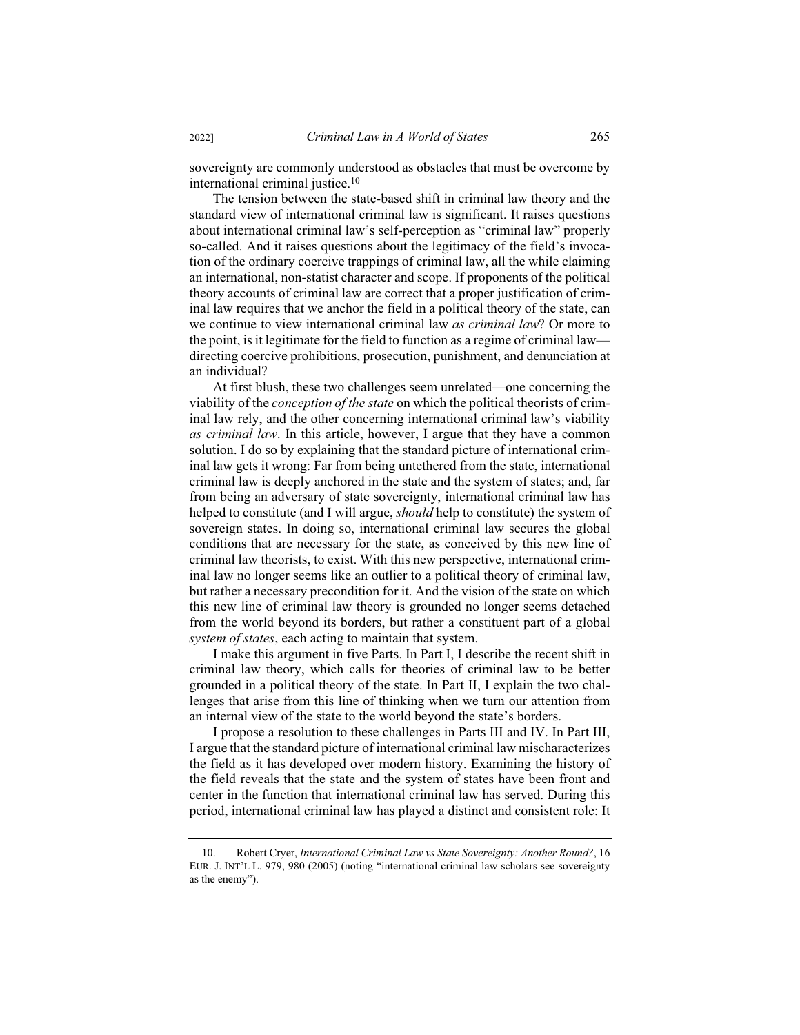sovereignty are commonly understood as obstacles that must be overcome by international criminal justice.[10]

The tension between the state-based shift in criminal law theory and the standard view of international criminal law is significant. It raises questions about international criminal law's self-perception as "criminal law" properly so-called. And it raises questions about the legitimacy of the field's invocation of the ordinary coercive trappings of criminal law, all the while claiming an international, non-statist character and scope. If proponents of the political theory accounts of criminal law are correct that a proper justification of criminal law requires that we anchor the field in a political theory of the state, can we continue to view international criminal law *as criminal law*? Or more to the point, is it legitimate for the field to function as a regime of criminal law—directing coercive prohibitions, prosecution, punishment, and denunciation at an individual?

At first blush, these two challenges seem unrelated—one concerning the viability of the *conception of the state* on which the political theorists of criminal law rely, and the other concerning international criminal law's viability *as criminal law*. In this article, however, I argue that they have a common solution. I do so by explaining that the standard picture of international criminal law gets it wrong: Far from being untethered from the state, international criminal law is deeply anchored in the state and the system of states; and, far from being an adversary of state sovereignty, international criminal law has helped to constitute (and I will argue, *should* help to constitute) the system of sovereign states. In doing so, international criminal law secures the global conditions that are necessary for the state, as conceived by this new line of criminal law theorists, to exist. With this new perspective, international criminal law no longer seems like an outlier to a political theory of criminal law, but rather a necessary precondition for it. And the vision of the state on which this new line of criminal law theory is grounded no longer seems detached from the world beyond its borders, but rather a constituent part of a global *system of states*, each acting to maintain that system.

I make this argument in five Parts. In Part I, I describe the recent shift in criminal law theory, which calls for theories of criminal law to be better grounded in a political theory of the state. In Part II, I explain the two challenges that arise from this line of thinking when we turn our attention from an internal view of the state to the world beyond the state's borders.

I propose a resolution to these challenges in Parts III and IV. In Part III, I argue that the standard picture of international criminal law mischaracterizes the field as it has developed over modern history. Examining the history of the field reveals that the state and the system of states have been front and center in the function that international criminal law has served. During this period, international criminal law has played a distinct and consistent role: It

10. Robert Cryer, *International Criminal Law vs State Sovereignty: Another Round?*, 16 EUR. J. INT'L L. 979, 980 (2005) (noting "international criminal law scholars see sovereignty as the enemy").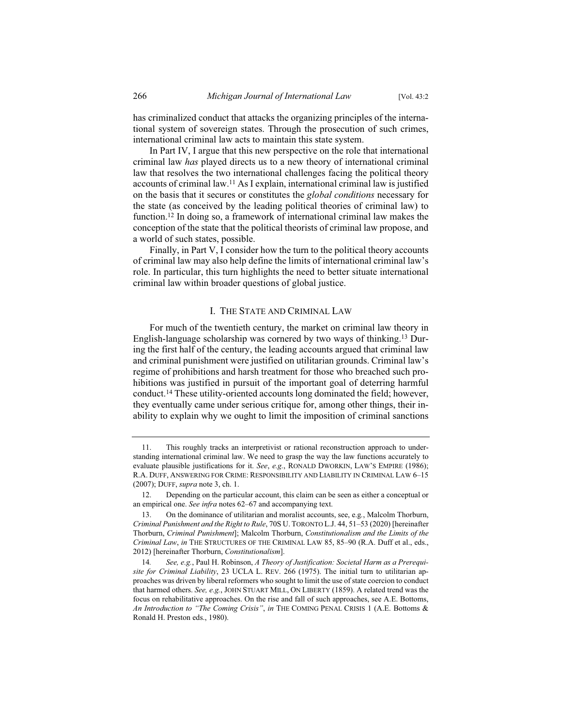has criminalized conduct that attacks the organizing principles of the international system of sovereign states. Through the prosecution of such crimes, international criminal law acts to maintain this state system.

In Part IV, I argue that this new perspective on the role that international criminal law *has* played directs us to a new theory of international criminal law that resolves the two international challenges facing the political theory accounts of criminal law.[11] As I explain, international criminal law is justified on the basis that it secures or constitutes the *global conditions* necessary for the state (as conceived by the leading political theories of criminal law) to function.[12] In doing so, a framework of international criminal law makes the conception of the state that the political theorists of criminal law propose, and a world of such states, possible.

Finally, in Part V, I consider how the turn to the political theory accounts of criminal law may also help define the limits of international criminal law's role. In particular, this turn highlights the need to better situate international criminal law within broader questions of global justice.

## I. THE STATE AND CRIMINAL LAW

For much of the twentieth century, the market on criminal law theory in English-language scholarship was cornered by two ways of thinking.[13] During the first half of the century, the leading accounts argued that criminal law and criminal punishment were justified on utilitarian grounds. Criminal law's regime of prohibitions and harsh treatment for those who breached such prohibitions was justified in pursuit of the important goal of deterring harmful conduct.[14] These utility-oriented accounts long dominated the field; however, they eventually came under serious critique for, among other things, their inability to explain why we ought to limit the imposition of criminal sanctions

---

11. This roughly tracks an interpretivist or rational reconstruction approach to understanding international criminal law. We need to grasp the way the law functions accurately to evaluate plausible justifications for it. *See*, *e.g.*, RONALD DWORKIN, LAW'S EMPIRE (1986); R.A. DUFF, ANSWERING FOR CRIME: RESPONSIBILITY AND LIABILITY IN CRIMINAL LAW 6–15 (2007); DUFF, *supra* note 3, ch. 1.

12. Depending on the particular account, this claim can be seen as either a conceptual or an empirical one. *See infra* notes 62–67 and accompanying text.

13. On the dominance of utilitarian and moralist accounts, see, e.g., Malcolm Thorburn, *Criminal Punishment and the Right to Rule*, 70S U. TORONTO L.J. 44, 51–53 (2020) [hereinafter Thorburn, *Criminal Punishment*]; Malcolm Thorburn, *Constitutionalism and the Limits of the Criminal Law*, *in* THE STRUCTURES OF THE CRIMINAL LAW 85, 85–90 (R.A. Duff et al., eds., 2012) [hereinafter Thorburn, *Constitutionalism*].

14. *See, e.g.*, Paul H. Robinson, *A Theory of Justification: Societal Harm as a Prerequisite for Criminal Liability*, 23 UCLA L. REV. 266 (1975). The initial turn to utilitarian approaches was driven by liberal reformers who sought to limit the use of state coercion to conduct that harmed others. *See, e.g.*, JOHN STUART MILL, ON LIBERTY (1859). A related trend was the focus on rehabilitative approaches. On the rise and fall of such approaches, see A.E. Bottoms, *An Introduction to "The Coming Crisis"*, *in* THE COMING PENAL CRISIS 1 (A.E. Bottoms & Ronald H. Preston eds., 1980).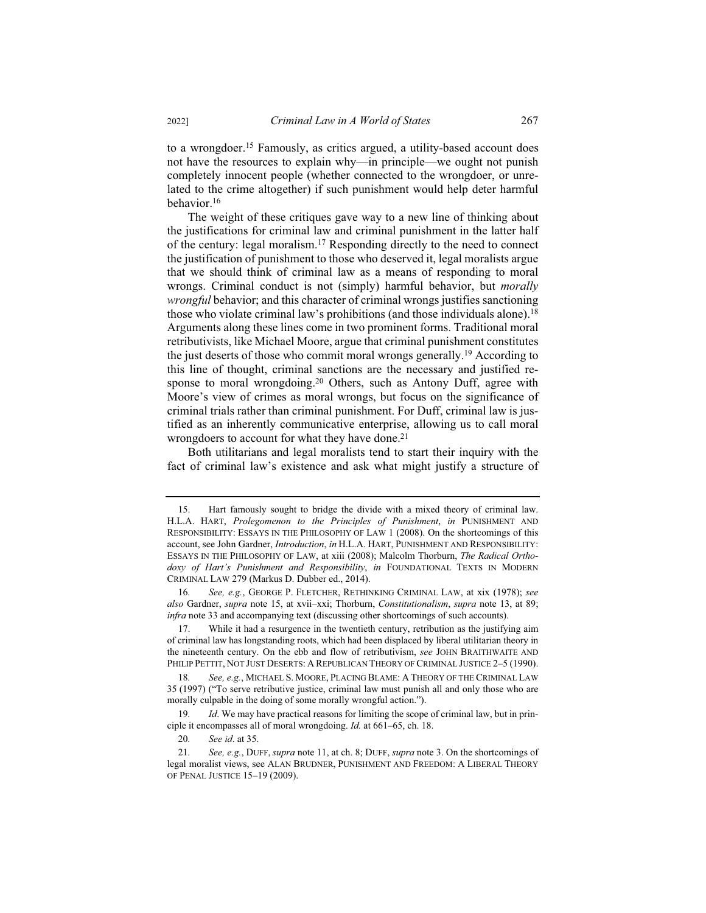to a wrongdoer.[15] Famously, as critics argued, a utility-based account does not have the resources to explain why—in principle—we ought not punish completely innocent people (whether connected to the wrongdoer, or unrelated to the crime altogether) if such punishment would help deter harmful behavior.[16]

The weight of these critiques gave way to a new line of thinking about the justifications for criminal law and criminal punishment in the latter half of the century: legal moralism.[17] Responding directly to the need to connect the justification of punishment to those who deserved it, legal moralists argue that we should think of criminal law as a means of responding to moral wrongs. Criminal conduct is not (simply) harmful behavior, but *morally wrongful* behavior; and this character of criminal wrongs justifies sanctioning those who violate criminal law's prohibitions (and those individuals alone).[18] Arguments along these lines come in two prominent forms. Traditional moral retributivists, like Michael Moore, argue that criminal punishment constitutes the just deserts of those who commit moral wrongs generally.[19] According to this line of thought, criminal sanctions are the necessary and justified response to moral wrongdoing.[20] Others, such as Antony Duff, agree with Moore's view of crimes as moral wrongs, but focus on the significance of criminal trials rather than criminal punishment. For Duff, criminal law is justified as an inherently communicative enterprise, allowing us to call moral wrongdoers to account for what they have done.[21]

Both utilitarians and legal moralists tend to start their inquiry with the fact of criminal law's existence and ask what might justify a structure of

---

15. Hart famously sought to bridge the divide with a mixed theory of criminal law. H.L.A. HART, *Prolegomenon to the Principles of Punishment*, *in* PUNISHMENT AND RESPONSIBILITY: ESSAYS IN THE PHILOSOPHY OF LAW 1 (2008). On the shortcomings of this account, see John Gardner, *Introduction*, *in* H.L.A. HART, PUNISHMENT AND RESPONSIBILITY: ESSAYS IN THE PHILOSOPHY OF LAW, at xiii (2008); Malcolm Thorburn, *The Radical Orthodoxy of Hart's Punishment and Responsibility*, *in* FOUNDATIONAL TEXTS IN MODERN CRIMINAL LAW 279 (Markus D. Dubber ed., 2014).

16. *See, e.g.*, GEORGE P. FLETCHER, RETHINKING CRIMINAL LAW, at xix (1978); *see also* Gardner, *supra* note 15, at xvii–xxi; Thorburn, *Constitutionalism*, *supra* note 13, at 89; *infra* note 33 and accompanying text (discussing other shortcomings of such accounts).

17. While it had a resurgence in the twentieth century, retribution as the justifying aim of criminal law has longstanding roots, which had been displaced by liberal utilitarian theory in the nineteenth century. On the ebb and flow of retributivism, *see* JOHN BRAITHWAITE AND PHILIP PETTIT, NOT JUST DESERTS: A REPUBLICAN THEORY OF CRIMINAL JUSTICE 2–5 (1990).

18. *See, e.g.*, MICHAEL S. MOORE, PLACING BLAME: A THEORY OF THE CRIMINAL LAW 35 (1997) ("To serve retributive justice, criminal law must punish all and only those who are morally culpable in the doing of some morally wrongful action.").

19. *Id*. We may have practical reasons for limiting the scope of criminal law, but in principle it encompasses all of moral wrongdoing. *Id.* at 661–65, ch. 18.

20. *See id*. at 35.

21. *See, e.g.*, DUFF, *supra* note 11, at ch. 8; DUFF, *supra* note 3. On the shortcomings of legal moralist views, see ALAN BRUDNER, PUNISHMENT AND FREEDOM: A LIBERAL THEORY OF PENAL JUSTICE 15–19 (2009).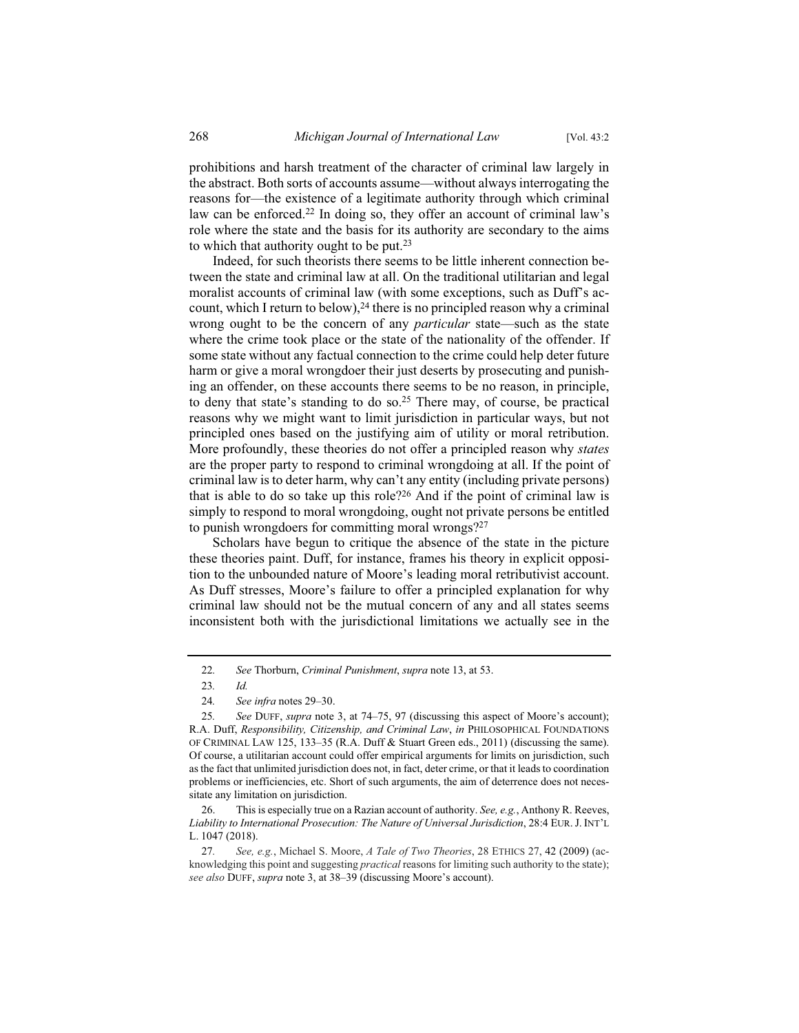prohibitions and harsh treatment of the character of criminal law largely in the abstract. Both sorts of accounts assume—without always interrogating the reasons for—the existence of a legitimate authority through which criminal law can be enforced.[22] In doing so, they offer an account of criminal law's role where the state and the basis for its authority are secondary to the aims to which that authority ought to be put.[23]

Indeed, for such theorists there seems to be little inherent connection between the state and criminal law at all. On the traditional utilitarian and legal moralist accounts of criminal law (with some exceptions, such as Duff's account, which I return to below),[24] there is no principled reason why a criminal wrong ought to be the concern of any *particular* state—such as the state where the crime took place or the state of the nationality of the offender. If some state without any factual connection to the crime could help deter future harm or give a moral wrongdoer their just deserts by prosecuting and punishing an offender, on these accounts there seems to be no reason, in principle, to deny that state's standing to do so.[25] There may, of course, be practical reasons why we might want to limit jurisdiction in particular ways, but not principled ones based on the justifying aim of utility or moral retribution. More profoundly, these theories do not offer a principled reason why *states* are the proper party to respond to criminal wrongdoing at all. If the point of criminal law is to deter harm, why can't any entity (including private persons) that is able to do so take up this role?[26] And if the point of criminal law is simply to respond to moral wrongdoing, ought not private persons be entitled to punish wrongdoers for committing moral wrongs?[27]

Scholars have begun to critique the absence of the state in the picture these theories paint. Duff, for instance, frames his theory in explicit opposition to the unbounded nature of Moore's leading moral retributivist account. As Duff stresses, Moore's failure to offer a principled explanation for why criminal law should not be the mutual concern of any and all states seems inconsistent both with the jurisdictional limitations we actually see in the

---

22. *See* Thorburn, *Criminal Punishment*, *supra* note 13, at 53.

23. *Id.*

24. *See infra* notes 29–30.

25. *See* DUFF, *supra* note 3, at 74–75, 97 (discussing this aspect of Moore's account); R.A. Duff, *Responsibility, Citizenship, and Criminal Law*, *in* PHILOSOPHICAL FOUNDATIONS OF CRIMINAL LAW 125, 133–35 (R.A. Duff & Stuart Green eds., 2011) (discussing the same). Of course, a utilitarian account could offer empirical arguments for limits on jurisdiction, such as the fact that unlimited jurisdiction does not, in fact, deter crime, or that it leads to coordination problems or inefficiencies, etc. Short of such arguments, the aim of deterrence does not necessitate any limitation on jurisdiction.

26. This is especially true on a Razian account of authority. *See, e.g.*, Anthony R. Reeves, *Liability to International Prosecution: The Nature of Universal Jurisdiction*, 28:4 EUR. J. INT'L L. 1047 (2018).

27. *See, e.g.*, Michael S. Moore, *A Tale of Two Theories*, 28 ETHICS 27, 42 (2009) (acknowledging this point and suggesting *practical* reasons for limiting such authority to the state); *see also* DUFF, *supra* note 3, at 38–39 (discussing Moore's account).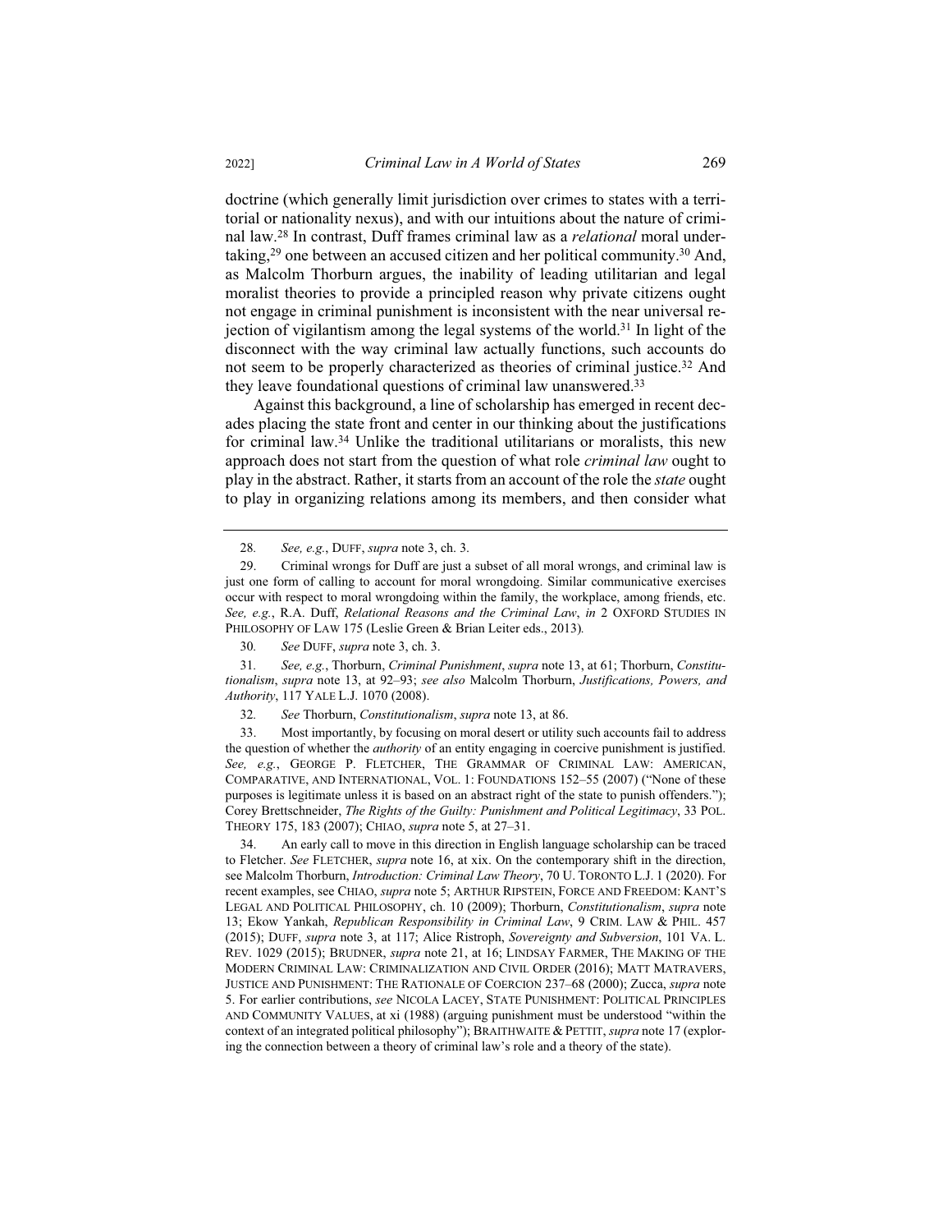doctrine (which generally limit jurisdiction over crimes to states with a territorial or nationality nexus), and with our intuitions about the nature of criminal law.[28] In contrast, Duff frames criminal law as a *relational* moral undertaking,[29] one between an accused citizen and her political community.[30] And, as Malcolm Thorburn argues, the inability of leading utilitarian and legal moralist theories to provide a principled reason why private citizens ought not engage in criminal punishment is inconsistent with the near universal rejection of vigilantism among the legal systems of the world.[31] In light of the disconnect with the way criminal law actually functions, such accounts do not seem to be properly characterized as theories of criminal justice.[32] And they leave foundational questions of criminal law unanswered.[33]

Against this background, a line of scholarship has emerged in recent decades placing the state front and center in our thinking about the justifications for criminal law.[34] Unlike the traditional utilitarians or moralists, this new approach does not start from the question of what role *criminal law* ought to play in the abstract. Rather, it starts from an account of the role the *state* ought to play in organizing relations among its members, and then consider what

---

28. *See, e.g.*, DUFF, *supra* note 3, ch. 3.

29. Criminal wrongs for Duff are just a subset of all moral wrongs, and criminal law is just one form of calling to account for moral wrongdoing. Similar communicative exercises occur with respect to moral wrongdoing within the family, the workplace, among friends, etc. *See, e.g.*, R.A. Duff, *Relational Reasons and the Criminal Law*, *in* 2 OXFORD STUDIES IN PHILOSOPHY OF LAW 175 (Leslie Green & Brian Leiter eds., 2013).

30. *See* DUFF, *supra* note 3, ch. 3.

31. *See, e.g.*, Thorburn, *Criminal Punishment*, *supra* note 13, at 61; Thorburn, *Constitutionalism*, *supra* note 13, at 92–93; *see also* Malcolm Thorburn, *Justifications, Powers, and Authority*, 117 YALE L.J. 1070 (2008).

32. *See* Thorburn, *Constitutionalism*, *supra* note 13, at 86.

33. Most importantly, by focusing on moral desert or utility such accounts fail to address the question of whether the *authority* of an entity engaging in coercive punishment is justified. *See, e.g.*, GEORGE P. FLETCHER, THE GRAMMAR OF CRIMINAL LAW: AMERICAN, COMPARATIVE, AND INTERNATIONAL, VOL. 1: FOUNDATIONS 152–55 (2007) ("None of these purposes is legitimate unless it is based on an abstract right of the state to punish offenders."); Corey Brettschneider, *The Rights of the Guilty: Punishment and Political Legitimacy*, 33 POL. THEORY 175, 183 (2007); CHIAO, *supra* note 5, at 27–31.

34. An early call to move in this direction in English language scholarship can be traced to Fletcher. *See* FLETCHER, *supra* note 16, at xix. On the contemporary shift in the direction, see Malcolm Thorburn, *Introduction: Criminal Law Theory*, 70 U. TORONTO L.J. 1 (2020). For recent examples, see CHIAO, *supra* note 5; ARTHUR RIPSTEIN, FORCE AND FREEDOM: KANT'S LEGAL AND POLITICAL PHILOSOPHY, ch. 10 (2009); Thorburn, *Constitutionalism*, *supra* note 13; Ekow Yankah, *Republican Responsibility in Criminal Law*, 9 CRIM. LAW & PHIL. 457 (2015); DUFF, *supra* note 3, at 117; Alice Ristroph, *Sovereignty and Subversion*, 101 VA. L. REV. 1029 (2015); BRUDNER, *supra* note 21, at 16; LINDSAY FARMER, THE MAKING OF THE MODERN CRIMINAL LAW: CRIMINALIZATION AND CIVIL ORDER (2016); MATT MATRAVERS, JUSTICE AND PUNISHMENT: THE RATIONALE OF COERCION 237–68 (2000); Zucca, *supra* note 5. For earlier contributions, *see* NICOLA LACEY, STATE PUNISHMENT: POLITICAL PRINCIPLES AND COMMUNITY VALUES, at xi (1988) (arguing punishment must be understood "within the context of an integrated political philosophy"); BRAITHWAITE & PETTIT, *supra* note 17 (exploring the connection between a theory of criminal law's role and a theory of the state).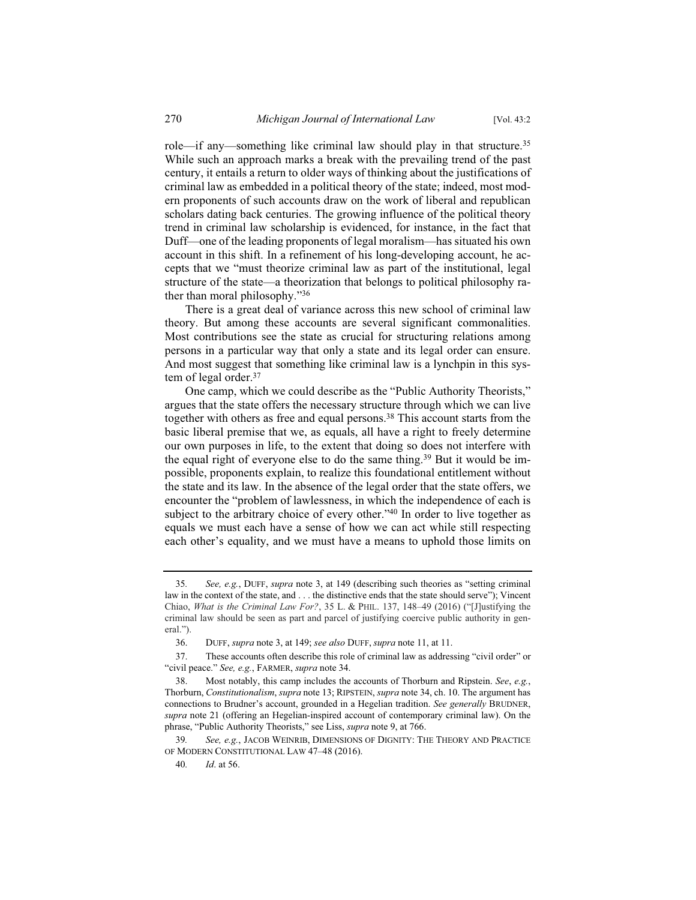role—if any—something like criminal law should play in that structure.[35] While such an approach marks a break with the prevailing trend of the past century, it entails a return to older ways of thinking about the justifications of criminal law as embedded in a political theory of the state; indeed, most modern proponents of such accounts draw on the work of liberal and republican scholars dating back centuries. The growing influence of the political theory trend in criminal law scholarship is evidenced, for instance, in the fact that Duff—one of the leading proponents of legal moralism—has situated his own account in this shift. In a refinement of his long-developing account, he accepts that we "must theorize criminal law as part of the institutional, legal structure of the state—a theorization that belongs to political philosophy rather than moral philosophy."[36]

There is a great deal of variance across this new school of criminal law theory. But among these accounts are several significant commonalities. Most contributions see the state as crucial for structuring relations among persons in a particular way that only a state and its legal order can ensure. And most suggest that something like criminal law is a lynchpin in this system of legal order.[37]

One camp, which we could describe as the "Public Authority Theorists," argues that the state offers the necessary structure through which we can live together with others as free and equal persons.[38] This account starts from the basic liberal premise that we, as equals, all have a right to freely determine our own purposes in life, to the extent that doing so does not interfere with the equal right of everyone else to do the same thing.[39] But it would be impossible, proponents explain, to realize this foundational entitlement without the state and its law. In the absence of the legal order that the state offers, we encounter the "problem of lawlessness, in which the independence of each is subject to the arbitrary choice of every other."[40] In order to live together as equals we must each have a sense of how we can act while still respecting each other's equality, and we must have a means to uphold those limits on

---

35. *See, e.g.*, DUFF, *supra* note 3, at 149 (describing such theories as "setting criminal law in the context of the state, and . . . the distinctive ends that the state should serve"); Vincent Chiao, *What is the Criminal Law For?*, 35 L. & PHIL. 137, 148–49 (2016) ("[J]ustifying the criminal law should be seen as part and parcel of justifying coercive public authority in general.").

36. DUFF, *supra* note 3, at 149; *see also* DUFF, *supra* note 11, at 11.

37. These accounts often describe this role of criminal law as addressing "civil order" or "civil peace." *See, e.g.*, FARMER, *supra* note 34.

38. Most notably, this camp includes the accounts of Thorburn and Ripstein. *See*, *e.g.*, Thorburn, *Constitutionalism*, *supra* note 13; RIPSTEIN, *supra* note 34, ch. 10. The argument has connections to Brudner's account, grounded in a Hegelian tradition. *See generally* BRUDNER, *supra* note 21 (offering an Hegelian-inspired account of contemporary criminal law). On the phrase, "Public Authority Theorists," see Liss, *supra* note 9, at 766.

39. *See, e.g.*, JACOB WEINRIB, DIMENSIONS OF DIGNITY: THE THEORY AND PRACTICE OF MODERN CONSTITUTIONAL LAW 47–48 (2016).

40. *Id*. at 56.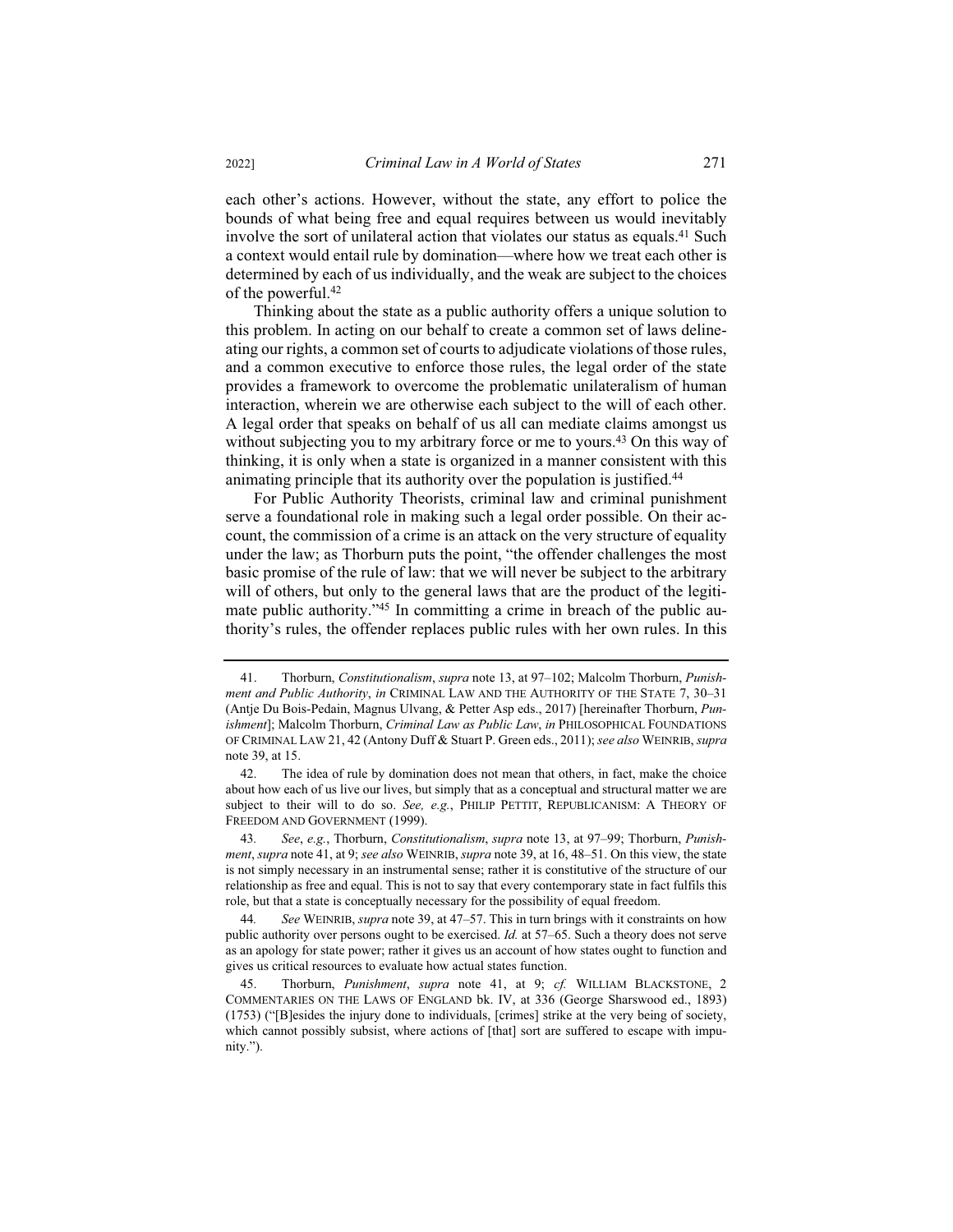each other's actions. However, without the state, any effort to police the bounds of what being free and equal requires between us would inevitably involve the sort of unilateral action that violates our status as equals.[41] Such a context would entail rule by domination—where how we treat each other is determined by each of us individually, and the weak are subject to the choices of the powerful.[42]

Thinking about the state as a public authority offers a unique solution to this problem. In acting on our behalf to create a common set of laws delineating our rights, a common set of courts to adjudicate violations of those rules, and a common executive to enforce those rules, the legal order of the state provides a framework to overcome the problematic unilateralism of human interaction, wherein we are otherwise each subject to the will of each other. A legal order that speaks on behalf of us all can mediate claims amongst us without subjecting you to my arbitrary force or me to yours.[43] On this way of thinking, it is only when a state is organized in a manner consistent with this animating principle that its authority over the population is justified.[44]

For Public Authority Theorists, criminal law and criminal punishment serve a foundational role in making such a legal order possible. On their account, the commission of a crime is an attack on the very structure of equality under the law; as Thorburn puts the point, "the offender challenges the most basic promise of the rule of law: that we will never be subject to the arbitrary will of others, but only to the general laws that are the product of the legitimate public authority."[45] In committing a crime in breach of the public authority's rules, the offender replaces public rules with her own rules. In this

---

41. Thorburn, *Constitutionalism*, *supra* note 13, at 97–102; Malcolm Thorburn, *Punishment and Public Authority*, *in* CRIMINAL LAW AND THE AUTHORITY OF THE STATE 7, 30–31 (Antje Du Bois-Pedain, Magnus Ulvang, & Petter Asp eds., 2017) [hereinafter Thorburn, *Punishment*]; Malcolm Thorburn, *Criminal Law as Public Law*, *in* PHILOSOPHICAL FOUNDATIONS OF CRIMINAL LAW 21, 42 (Antony Duff & Stuart P. Green eds., 2011); *see also* WEINRIB, *supra* note 39, at 15.

42. The idea of rule by domination does not mean that others, in fact, make the choice about how each of us live our lives, but simply that as a conceptual and structural matter we are subject to their will to do so. *See, e.g.*, PHILIP PETTIT, REPUBLICANISM: A THEORY OF FREEDOM AND GOVERNMENT (1999).

43. *See*, *e.g.*, Thorburn, *Constitutionalism*, *supra* note 13, at 97–99; Thorburn, *Punishment*, *supra* note 41, at 9; *see also* WEINRIB, *supra* note 39, at 16, 48–51. On this view, the state is not simply necessary in an instrumental sense; rather it is constitutive of the structure of our relationship as free and equal. This is not to say that every contemporary state in fact fulfils this role, but that a state is conceptually necessary for the possibility of equal freedom.

44. *See* WEINRIB, *supra* note 39, at 47–57. This in turn brings with it constraints on how public authority over persons ought to be exercised. *Id.* at 57–65. Such a theory does not serve as an apology for state power; rather it gives us an account of how states ought to function and gives us critical resources to evaluate how actual states function.

45. Thorburn, *Punishment*, *supra* note 41, at 9; *cf.* WILLIAM BLACKSTONE, 2 COMMENTARIES ON THE LAWS OF ENGLAND bk. IV, at 336 (George Sharswood ed., 1893) (1753) ("[B]esides the injury done to individuals, [crimes] strike at the very being of society, which cannot possibly subsist, where actions of [that] sort are suffered to escape with impunity.").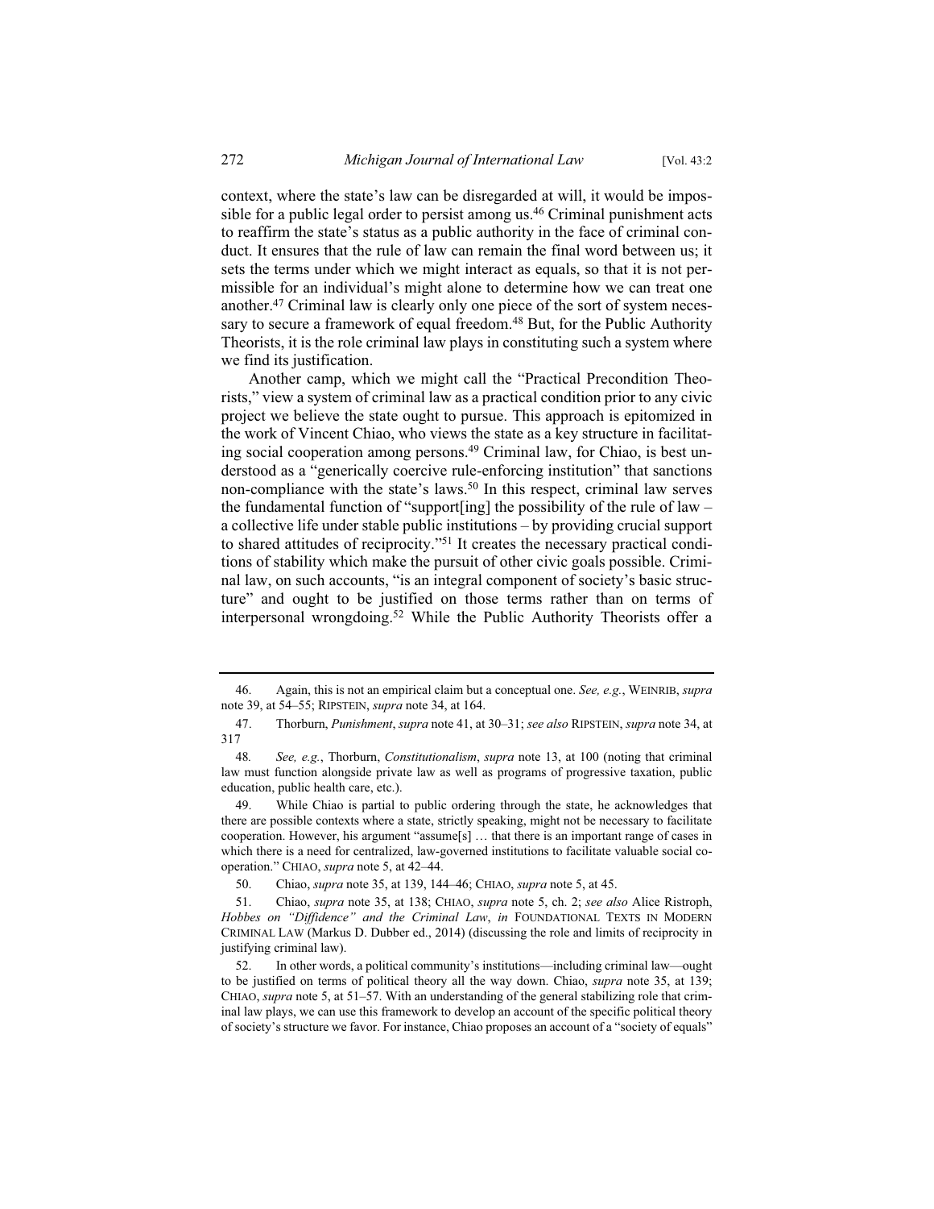context, where the state's law can be disregarded at will, it would be impossible for a public legal order to persist among us.[46] Criminal punishment acts to reaffirm the state's status as a public authority in the face of criminal conduct. It ensures that the rule of law can remain the final word between us; it sets the terms under which we might interact as equals, so that it is not permissible for an individual's might alone to determine how we can treat one another.[47] Criminal law is clearly only one piece of the sort of system necessary to secure a framework of equal freedom.[48] But, for the Public Authority Theorists, it is the role criminal law plays in constituting such a system where we find its justification.

Another camp, which we might call the "Practical Precondition Theorists," view a system of criminal law as a practical condition prior to any civic project we believe the state ought to pursue. This approach is epitomized in the work of Vincent Chiao, who views the state as a key structure in facilitating social cooperation among persons.[49] Criminal law, for Chiao, is best understood as a "generically coercive rule-enforcing institution" that sanctions non-compliance with the state's laws.[50] In this respect, criminal law serves the fundamental function of "support[ing] the possibility of the rule of law – a collective life under stable public institutions – by providing crucial support to shared attitudes of reciprocity."[51] It creates the necessary practical conditions of stability which make the pursuit of other civic goals possible. Criminal law, on such accounts, "is an integral component of society's basic structure" and ought to be justified on those terms rather than on terms of interpersonal wrongdoing.[52] While the Public Authority Theorists offer a

---

46. Again, this is not an empirical claim but a conceptual one. *See, e.g.*, WEINRIB, *supra* note 39, at 54–55; RIPSTEIN, *supra* note 34, at 164.

47. Thorburn, *Punishment*, *supra* note 41, at 30–31; *see also* RIPSTEIN, *supra* note 34, at 317

48. *See, e.g.*, Thorburn, *Constitutionalism*, *supra* note 13, at 100 (noting that criminal law must function alongside private law as well as programs of progressive taxation, public education, public health care, etc.).

49. While Chiao is partial to public ordering through the state, he acknowledges that there are possible contexts where a state, strictly speaking, might not be necessary to facilitate cooperation. However, his argument "assume[s] … that there is an important range of cases in which there is a need for centralized, law-governed institutions to facilitate valuable social cooperation." CHIAO, *supra* note 5, at 42–44.

50. Chiao, *supra* note 35, at 139, 144–46; CHIAO, *supra* note 5, at 45.

51. Chiao, *supra* note 35, at 138; CHIAO, *supra* note 5, ch. 2; *see also* Alice Ristroph, *Hobbes on "Diffidence" and the Criminal Law*, *in* FOUNDATIONAL TEXTS IN MODERN CRIMINAL LAW (Markus D. Dubber ed., 2014) (discussing the role and limits of reciprocity in justifying criminal law).

52. In other words, a political community's institutions—including criminal law—ought to be justified on terms of political theory all the way down. Chiao, *supra* note 35, at 139; CHIAO, *supra* note 5, at 51–57. With an understanding of the general stabilizing role that criminal law plays, we can use this framework to develop an account of the specific political theory of society's structure we favor. For instance, Chiao proposes an account of a "society of equals"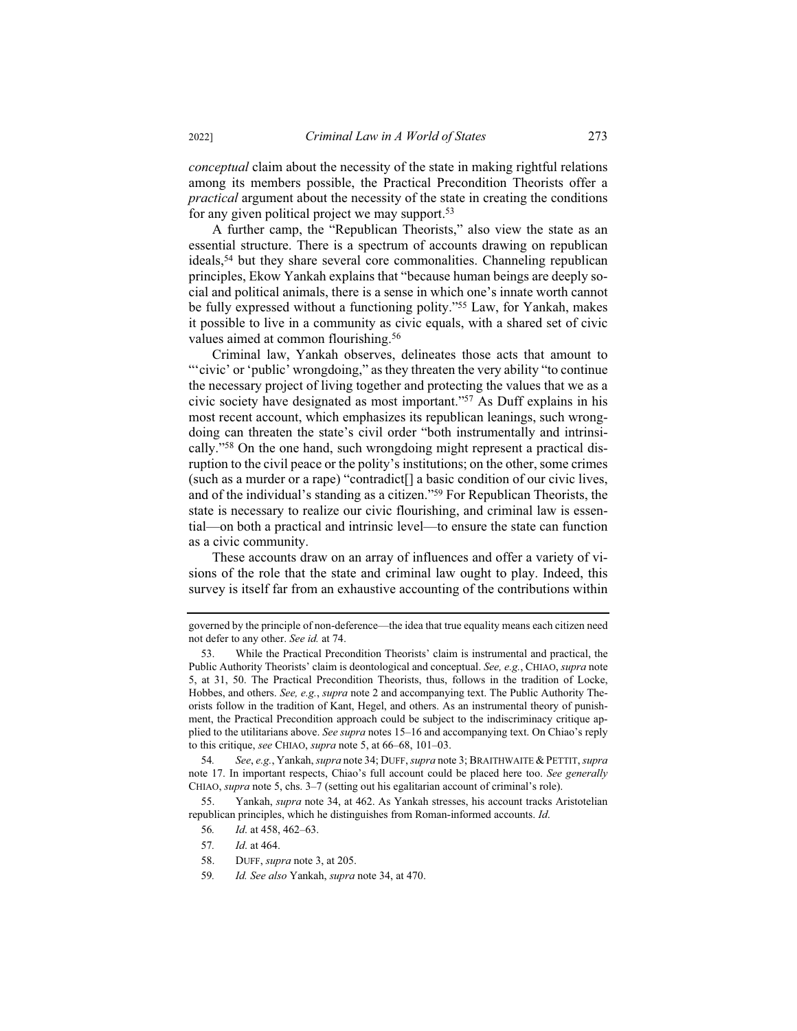*conceptual* claim about the necessity of the state in making rightful relations among its members possible, the Practical Precondition Theorists offer a *practical* argument about the necessity of the state in creating the conditions for any given political project we may support.[53]

A further camp, the "Republican Theorists," also view the state as an essential structure. There is a spectrum of accounts drawing on republican ideals,[54] but they share several core commonalities. Channeling republican principles, Ekow Yankah explains that "because human beings are deeply social and political animals, there is a sense in which one's innate worth cannot be fully expressed without a functioning polity."[55] Law, for Yankah, makes it possible to live in a community as civic equals, with a shared set of civic values aimed at common flourishing.[56]

Criminal law, Yankah observes, delineates those acts that amount to "'civic' or 'public' wrongdoing," as they threaten the very ability "to continue the necessary project of living together and protecting the values that we as a civic society have designated as most important."[57] As Duff explains in his most recent account, which emphasizes its republican leanings, such wrongdoing can threaten the state's civil order "both instrumentally and intrinsically."[58] On the one hand, such wrongdoing might represent a practical disruption to the civil peace or the polity's institutions; on the other, some crimes (such as a murder or a rape) "contradict[] a basic condition of our civic lives, and of the individual's standing as a citizen."[59] For Republican Theorists, the state is necessary to realize our civic flourishing, and criminal law is essential—on both a practical and intrinsic level—to ensure the state can function as a civic community.

These accounts draw on an array of influences and offer a variety of visions of the role that the state and criminal law ought to play. Indeed, this survey is itself far from an exhaustive accounting of the contributions within

---

governed by the principle of non-deference—the idea that true equality means each citizen need not defer to any other. *See id.* at 74.

53. While the Practical Precondition Theorists' claim is instrumental and practical, the Public Authority Theorists' claim is deontological and conceptual. *See, e.g.*, CHIAO, *supra* note 5, at 31, 50. The Practical Precondition Theorists, thus, follows in the tradition of Locke, Hobbes, and others. *See, e.g.*, *supra* note 2 and accompanying text. The Public Authority Theorists follow in the tradition of Kant, Hegel, and others. As an instrumental theory of punishment, the Practical Precondition approach could be subject to the indiscriminacy critique applied to the utilitarians above. *See supra* notes 15–16 and accompanying text. On Chiao's reply to this critique, *see* CHIAO, *supra* note 5, at 66–68, 101–03.

54. *See*, *e.g.*, Yankah, *supra* note 34; DUFF, *supra* note 3; BRAITHWAITE & PETTIT, *supra* note 17. In important respects, Chiao's full account could be placed here too. *See generally* CHIAO, *supra* note 5, chs. 3–7 (setting out his egalitarian account of criminal's role).

55. Yankah, *supra* note 34, at 462. As Yankah stresses, his account tracks Aristotelian republican principles, which he distinguishes from Roman-informed accounts. *Id.*

56. *Id.* at 458, 462–63.

57. *Id.* at 464.

58. DUFF, *supra* note 3, at 205.

59. *Id. See also* Yankah, *supra* note 34, at 470.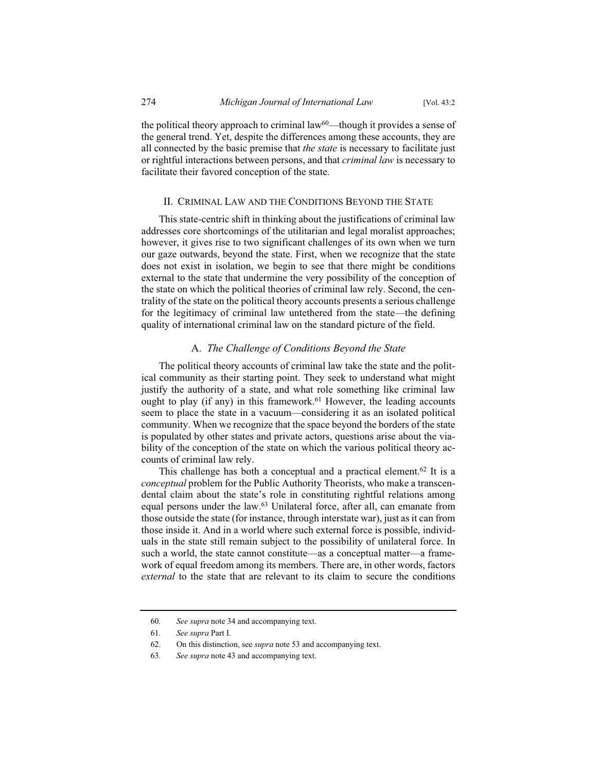the political theory approach to criminal law[60]—though it provides a sense of the general trend. Yet, despite the differences among these accounts, they are all connected by the basic premise that *the state* is necessary to facilitate just or rightful interactions between persons, and that *criminal law* is necessary to facilitate their favored conception of the state.

## II. Criminal Law and the Conditions Beyond the State

This state-centric shift in thinking about the justifications of criminal law addresses core shortcomings of the utilitarian and legal moralist approaches; however, it gives rise to two significant challenges of its own when we turn our gaze outwards, beyond the state. First, when we recognize that the state does not exist in isolation, we begin to see that there might be conditions external to the state that undermine the very possibility of the conception of the state on which the political theories of criminal law rely. Second, the centrality of the state on the political theory accounts presents a serious challenge for the legitimacy of criminal law untethered from the state—the defining quality of international criminal law on the standard picture of the field.

### A. *The Challenge of Conditions Beyond the State*

The political theory accounts of criminal law take the state and the political community as their starting point. They seek to understand what might justify the authority of a state, and what role something like criminal law ought to play (if any) in this framework.[61] However, the leading accounts seem to place the state in a vacuum—considering it as an isolated political community. When we recognize that the space beyond the borders of the state is populated by other states and private actors, questions arise about the viability of the conception of the state on which the various political theory accounts of criminal law rely.

This challenge has both a conceptual and a practical element.[62] It is a *conceptual* problem for the Public Authority Theorists, who make a transcendental claim about the state's role in constituting rightful relations among equal persons under the law.[63] Unilateral force, after all, can emanate from those outside the state (for instance, through interstate war), just as it can from those inside it. And in a world where such external force is possible, individuals in the state still remain subject to the possibility of unilateral force. In such a world, the state cannot constitute—as a conceptual matter—a framework of equal freedom among its members. There are, in other words, factors *external* to the state that are relevant to its claim to secure the conditions

---

60. *See supra* note 34 and accompanying text.

61. *See supra* Part I.

62. On this distinction, see *supra* note 53 and accompanying text.

63. *See supra* note 43 and accompanying text.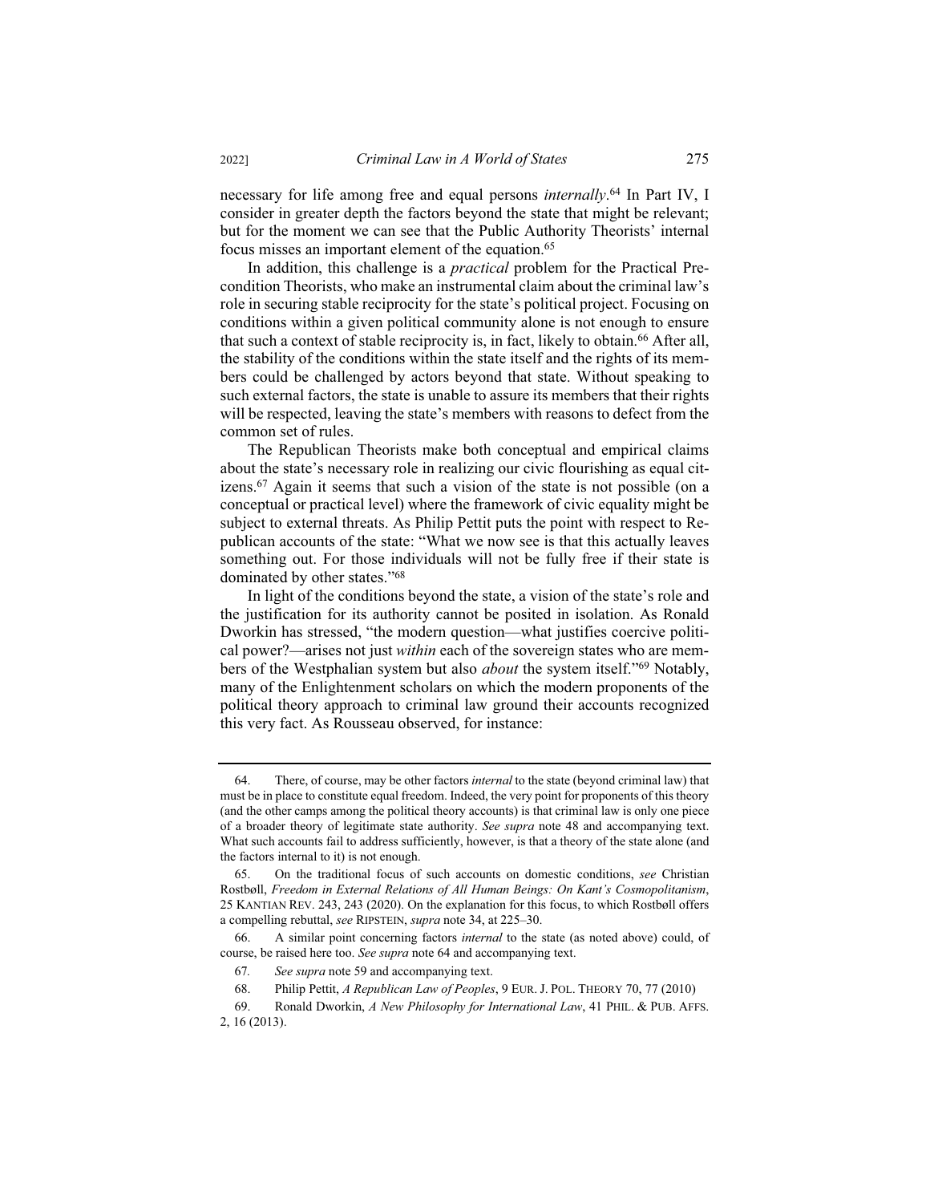necessary for life among free and equal persons *internally*.[64] In Part IV, I consider in greater depth the factors beyond the state that might be relevant; but for the moment we can see that the Public Authority Theorists' internal focus misses an important element of the equation.[65]

In addition, this challenge is a *practical* problem for the Practical Precondition Theorists, who make an instrumental claim about the criminal law's role in securing stable reciprocity for the state's political project. Focusing on conditions within a given political community alone is not enough to ensure that such a context of stable reciprocity is, in fact, likely to obtain.[66] After all, the stability of the conditions within the state itself and the rights of its members could be challenged by actors beyond that state. Without speaking to such external factors, the state is unable to assure its members that their rights will be respected, leaving the state's members with reasons to defect from the common set of rules.

The Republican Theorists make both conceptual and empirical claims about the state's necessary role in realizing our civic flourishing as equal citizens.[67] Again it seems that such a vision of the state is not possible (on a conceptual or practical level) where the framework of civic equality might be subject to external threats. As Philip Pettit puts the point with respect to Republican accounts of the state: "What we now see is that this actually leaves something out. For those individuals will not be fully free if their state is dominated by other states."[68]

In light of the conditions beyond the state, a vision of the state's role and the justification for its authority cannot be posited in isolation. As Ronald Dworkin has stressed, "the modern question—what justifies coercive political power?—arises not just *within* each of the sovereign states who are members of the Westphalian system but also *about* the system itself."[69] Notably, many of the Enlightenment scholars on which the modern proponents of the political theory approach to criminal law ground their accounts recognized this very fact. As Rousseau observed, for instance:

---

64. There, of course, may be other factors *internal* to the state (beyond criminal law) that must be in place to constitute equal freedom. Indeed, the very point for proponents of this theory (and the other camps among the political theory accounts) is that criminal law is only one piece of a broader theory of legitimate state authority. *See supra* note 48 and accompanying text. What such accounts fail to address sufficiently, however, is that a theory of the state alone (and the factors internal to it) is not enough.

65. On the traditional focus of such accounts on domestic conditions, *see* Christian Rostbøll, *Freedom in External Relations of All Human Beings: On Kant's Cosmopolitanism*, 25 KANTIAN REV. 243, 243 (2020). On the explanation for this focus, to which Rostbøll offers a compelling rebuttal, *see* RIPSTEIN, *supra* note 34, at 225–30.

66. A similar point concerning factors *internal* to the state (as noted above) could, of course, be raised here too. *See supra* note 64 and accompanying text.

67. *See supra* note 59 and accompanying text.

68. Philip Pettit, *A Republican Law of Peoples*, 9 EUR. J. POL. THEORY 70, 77 (2010)

69. Ronald Dworkin, *A New Philosophy for International Law*, 41 PHIL. & PUB. AFFS. 2, 16 (2013).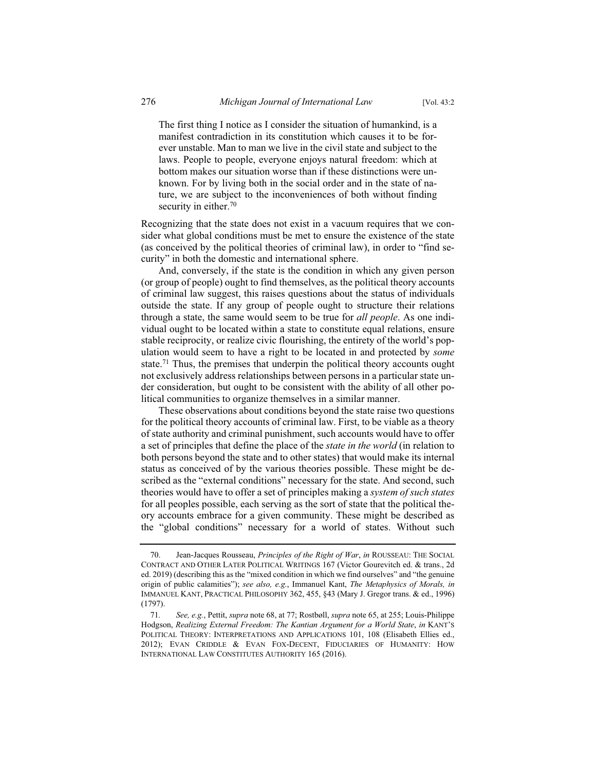> The first thing I notice as I consider the situation of humankind, is a manifest contradiction in its constitution which causes it to be forever unstable. Man to man we live in the civil state and subject to the laws. People to people, everyone enjoys natural freedom: which at bottom makes our situation worse than if these distinctions were unknown. For by living both in the social order and in the state of nature, we are subject to the inconveniences of both without finding security in either.[70]

Recognizing that the state does not exist in a vacuum requires that we consider what global conditions must be met to ensure the existence of the state (as conceived by the political theories of criminal law), in order to "find security" in both the domestic and international sphere.

And, conversely, if the state is the condition in which any given person (or group of people) ought to find themselves, as the political theory accounts of criminal law suggest, this raises questions about the status of individuals outside the state. If any group of people ought to structure their relations through a state, the same would seem to be true for *all people*. As one individual ought to be located within a state to constitute equal relations, ensure stable reciprocity, or realize civic flourishing, the entirety of the world's population would seem to have a right to be located in and protected by *some* state.[71] Thus, the premises that underpin the political theory accounts ought not exclusively address relationships between persons in a particular state under consideration, but ought to be consistent with the ability of all other political communities to organize themselves in a similar manner.

These observations about conditions beyond the state raise two questions for the political theory accounts of criminal law. First, to be viable as a theory of state authority and criminal punishment, such accounts would have to offer a set of principles that define the place of the *state in the world* (in relation to both persons beyond the state and to other states) that would make its internal status as conceived of by the various theories possible. These might be described as the "external conditions" necessary for the state. And second, such theories would have to offer a set of principles making a *system of such states* for all peoples possible, each serving as the sort of state that the political theory accounts embrace for a given community. These might be described as the "global conditions" necessary for a world of states. Without such

---

70. Jean-Jacques Rousseau, *Principles of the Right of War*, *in* ROUSSEAU: THE SOCIAL CONTRACT AND OTHER LATER POLITICAL WRITINGS 167 (Victor Gourevitch ed. & trans., 2d ed. 2019) (describing this as the "mixed condition in which we find ourselves" and "the genuine origin of public calamities"); *see also, e.g.*, Immanuel Kant, *The Metaphysics of Morals, in* IMMANUEL KANT, PRACTICAL PHILOSOPHY 362, 455, §43 (Mary J. Gregor trans. & ed., 1996) (1797).

71. *See, e.g.*, Pettit, *supra* note 68, at 77; Rostbøll, *supra* note 65, at 255; Louis-Philippe Hodgson, *Realizing External Freedom: The Kantian Argument for a World State*, *in* KANT'S POLITICAL THEORY: INTERPRETATIONS AND APPLICATIONS 101, 108 (Elisabeth Ellies ed., 2012); EVAN CRIDDLE & EVAN FOX-DECENT, FIDUCIARIES OF HUMANITY: HOW INTERNATIONAL LAW CONSTITUTES AUTHORITY 165 (2016).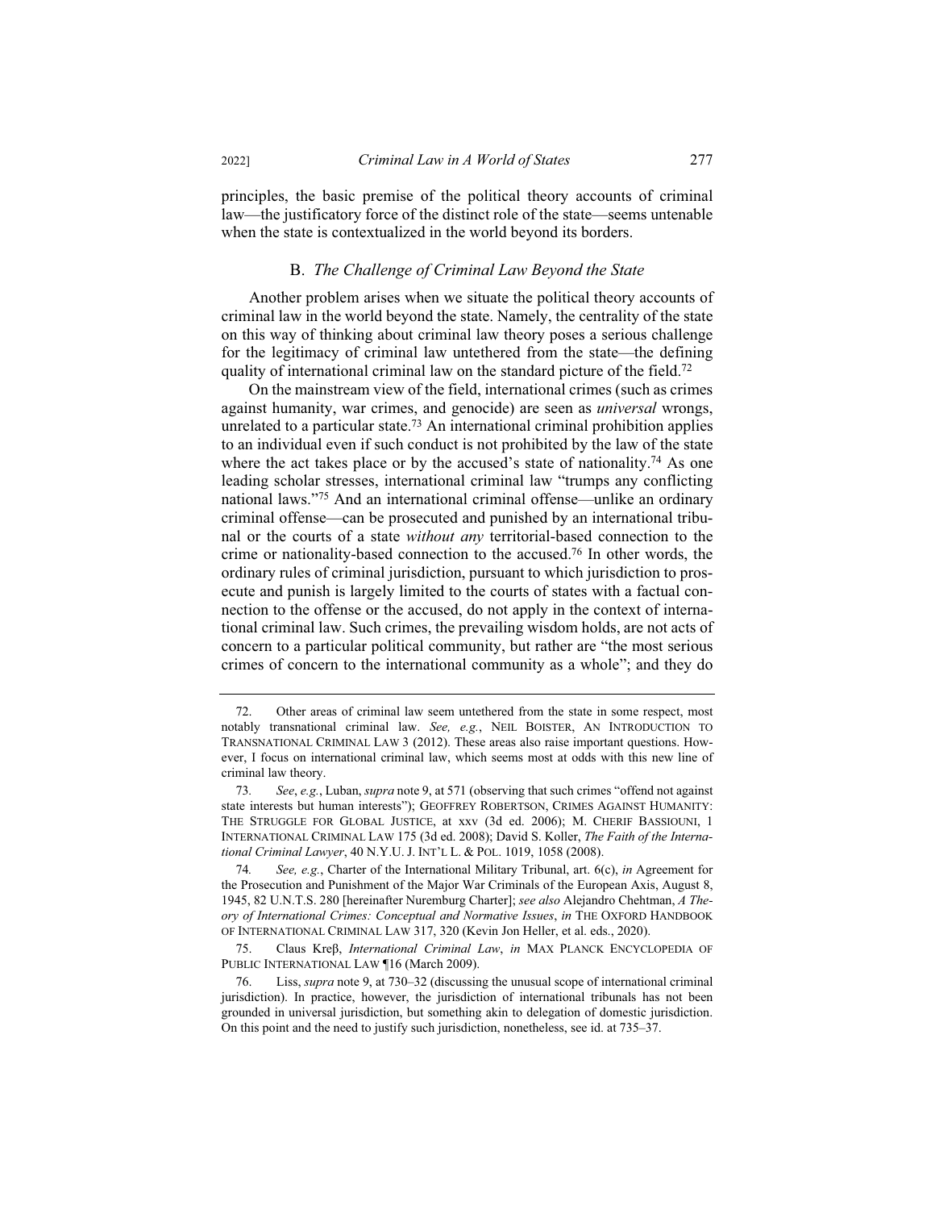principles, the basic premise of the political theory accounts of criminal law—the justificatory force of the distinct role of the state—seems untenable when the state is contextualized in the world beyond its borders.

### B. *The Challenge of Criminal Law Beyond the State*

Another problem arises when we situate the political theory accounts of criminal law in the world beyond the state. Namely, the centrality of the state on this way of thinking about criminal law theory poses a serious challenge for the legitimacy of criminal law untethered from the state—the defining quality of international criminal law on the standard picture of the field.[72]

On the mainstream view of the field, international crimes (such as crimes against humanity, war crimes, and genocide) are seen as *universal* wrongs, unrelated to a particular state.[73] An international criminal prohibition applies to an individual even if such conduct is not prohibited by the law of the state where the act takes place or by the accused's state of nationality.[74] As one leading scholar stresses, international criminal law "trumps any conflicting national laws."[75] And an international criminal offense—unlike an ordinary criminal offense—can be prosecuted and punished by an international tribunal or the courts of a state *without any* territorial-based connection to the crime or nationality-based connection to the accused.[76] In other words, the ordinary rules of criminal jurisdiction, pursuant to which jurisdiction to prosecute and punish is largely limited to the courts of states with a factual connection to the offense or the accused, do not apply in the context of international criminal law. Such crimes, the prevailing wisdom holds, are not acts of concern to a particular political community, but rather are "the most serious crimes of concern to the international community as a whole"; and they do

---

72. Other areas of criminal law seem untethered from the state in some respect, most notably transnational criminal law. *See, e.g.*, NEIL BOISTER, AN INTRODUCTION TO TRANSNATIONAL CRIMINAL LAW 3 (2012). These areas also raise important questions. However, I focus on international criminal law, which seems most at odds with this new line of criminal law theory.

73. *See*, *e.g.*, Luban, *supra* note 9, at 571 (observing that such crimes "offend not against state interests but human interests"); GEOFFREY ROBERTSON, CRIMES AGAINST HUMANITY: THE STRUGGLE FOR GLOBAL JUSTICE, at xxv (3d ed. 2006); M. CHERIF BASSIOUNI, 1 INTERNATIONAL CRIMINAL LAW 175 (3d ed. 2008); David S. Koller, *The Faith of the International Criminal Lawyer*, 40 N.Y.U. J. INT'L L. & POL. 1019, 1058 (2008).

74. *See, e.g.*, Charter of the International Military Tribunal, art. 6(c), *in* Agreement for the Prosecution and Punishment of the Major War Criminals of the European Axis, August 8, 1945, 82 U.N.T.S. 280 [hereinafter Nuremburg Charter]; *see also* Alejandro Chehtman, *A Theory of International Crimes: Conceptual and Normative Issues*, *in* THE OXFORD HANDBOOK OF INTERNATIONAL CRIMINAL LAW 317, 320 (Kevin Jon Heller, et al. eds., 2020).

75. Claus Kreβ, *International Criminal Law*, *in* MAX PLANCK ENCYCLOPEDIA OF PUBLIC INTERNATIONAL LAW ¶16 (March 2009).

76. Liss, *supra* note 9, at 730–32 (discussing the unusual scope of international criminal jurisdiction). In practice, however, the jurisdiction of international tribunals has not been grounded in universal jurisdiction, but something akin to delegation of domestic jurisdiction. On this point and the need to justify such jurisdiction, nonetheless, see id. at 735–37.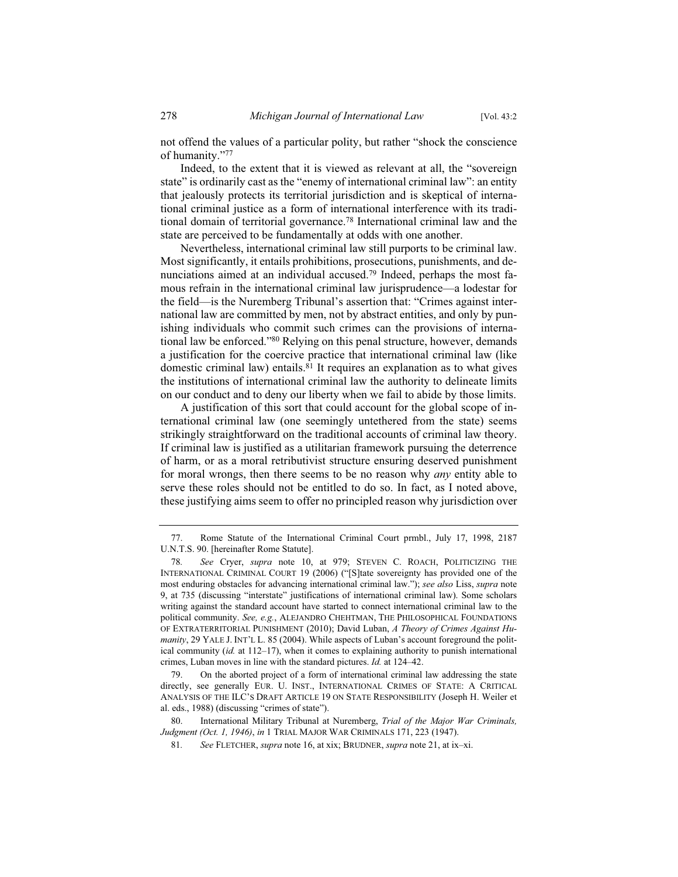not offend the values of a particular polity, but rather "shock the conscience of humanity."[77]

Indeed, to the extent that it is viewed as relevant at all, the "sovereign state" is ordinarily cast as the "enemy of international criminal law": an entity that jealously protects its territorial jurisdiction and is skeptical of international criminal justice as a form of international interference with its traditional domain of territorial governance.[78] International criminal law and the state are perceived to be fundamentally at odds with one another.

Nevertheless, international criminal law still purports to be criminal law. Most significantly, it entails prohibitions, prosecutions, punishments, and denunciations aimed at an individual accused.[79] Indeed, perhaps the most famous refrain in the international criminal law jurisprudence—a lodestar for the field—is the Nuremberg Tribunal's assertion that: "Crimes against international law are committed by men, not by abstract entities, and only by punishing individuals who commit such crimes can the provisions of international law be enforced."[80] Relying on this penal structure, however, demands a justification for the coercive practice that international criminal law (like domestic criminal law) entails.[81] It requires an explanation as to what gives the institutions of international criminal law the authority to delineate limits on our conduct and to deny our liberty when we fail to abide by those limits.

A justification of this sort that could account for the global scope of international criminal law (one seemingly untethered from the state) seems strikingly straightforward on the traditional accounts of criminal law theory. If criminal law is justified as a utilitarian framework pursuing the deterrence of harm, or as a moral retributivist structure ensuring deserved punishment for moral wrongs, then there seems to be no reason why *any* entity able to serve these roles should not be entitled to do so. In fact, as I noted above, these justifying aims seem to offer no principled reason why jurisdiction over

---

77. Rome Statute of the International Criminal Court prmbl., July 17, 1998, 2187 U.N.T.S. 90. [hereinafter Rome Statute].

78. *See* Cryer, *supra* note 10, at 979; STEVEN C. ROACH, POLITICIZING THE INTERNATIONAL CRIMINAL COURT 19 (2006) ("[S]tate sovereignty has provided one of the most enduring obstacles for advancing international criminal law."); *see also* Liss, *supra* note 9, at 735 (discussing "interstate" justifications of international criminal law). Some scholars writing against the standard account have started to connect international criminal law to the political community. *See, e.g.*, ALEJANDRO CHEHTMAN, THE PHILOSOPHICAL FOUNDATIONS OF EXTRATERRITORIAL PUNISHMENT (2010); David Luban, *A Theory of Crimes Against Humanity*, 29 YALE J. INT'L L. 85 (2004). While aspects of Luban's account foreground the political community (*id.* at 112–17), when it comes to explaining authority to punish international crimes, Luban moves in line with the standard pictures. *Id.* at 124–42.

79. On the aborted project of a form of international criminal law addressing the state directly, see generally EUR. U. INST., INTERNATIONAL CRIMES OF STATE: A CRITICAL ANALYSIS OF THE ILC'S DRAFT ARTICLE 19 ON STATE RESPONSIBILITY (Joseph H. Weiler et al. eds., 1988) (discussing "crimes of state").

80. International Military Tribunal at Nuremberg, *Trial of the Major War Criminals, Judgment (Oct. 1, 1946)*, *in* 1 TRIAL MAJOR WAR CRIMINALS 171, 223 (1947).

81. *See* FLETCHER, *supra* note 16, at xix; BRUDNER, *supra* note 21, at ix–xi.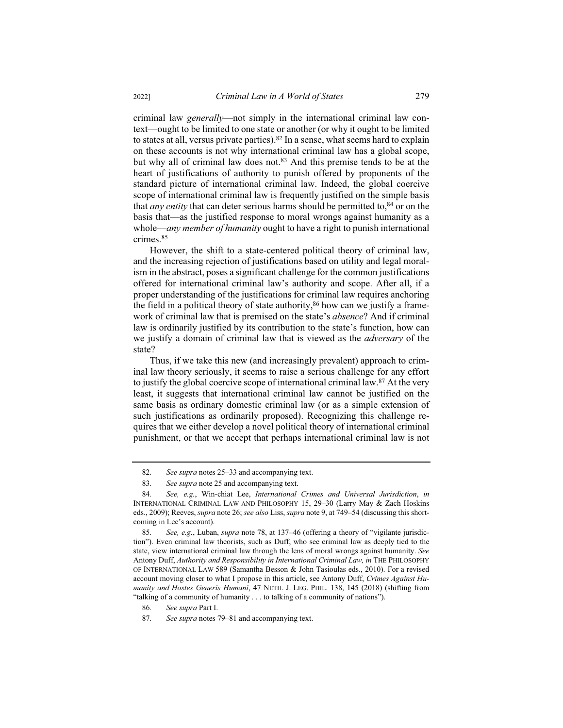criminal law *generally*—not simply in the international criminal law context—ought to be limited to one state or another (or why it ought to be limited to states at all, versus private parties).[82] In a sense, what seems hard to explain on these accounts is not why international criminal law has a global scope, but why all of criminal law does not.[83] And this premise tends to be at the heart of justifications of authority to punish offered by proponents of the standard picture of international criminal law. Indeed, the global coercive scope of international criminal law is frequently justified on the simple basis that *any entity* that can deter serious harms should be permitted to,[84] or on the basis that—as the justified response to moral wrongs against humanity as a whole—*any member of humanity* ought to have a right to punish international crimes.[85]

However, the shift to a state-centered political theory of criminal law, and the increasing rejection of justifications based on utility and legal moralism in the abstract, poses a significant challenge for the common justifications offered for international criminal law's authority and scope. After all, if a proper understanding of the justifications for criminal law requires anchoring the field in a political theory of state authority,[86] how can we justify a framework of criminal law that is premised on the state's *absence*? And if criminal law is ordinarily justified by its contribution to the state's function, how can we justify a domain of criminal law that is viewed as the *adversary* of the state?

Thus, if we take this new (and increasingly prevalent) approach to criminal law theory seriously, it seems to raise a serious challenge for any effort to justify the global coercive scope of international criminal law.[87] At the very least, it suggests that international criminal law cannot be justified on the same basis as ordinary domestic criminal law (or as a simple extension of such justifications as ordinarily proposed). Recognizing this challenge requires that we either develop a novel political theory of international criminal punishment, or that we accept that perhaps international criminal law is not

---

82. *See supra* notes 25–33 and accompanying text.

83. *See supra* note 25 and accompanying text.

84. *See, e.g.*, Win-chiat Lee, *International Crimes and Universal Jurisdiction*, *in* INTERNATIONAL CRIMINAL LAW AND PHILOSOPHY 15, 29–30 (Larry May & Zach Hoskins eds., 2009); Reeves, *supra* note 26; *see also* Liss, *supra* note 9, at 749–54 (discussing this shortcoming in Lee's account).

85. *See, e.g.*, Luban, *supra* note 78, at 137–46 (offering a theory of "vigilante jurisdiction"). Even criminal law theorists, such as Duff, who see criminal law as deeply tied to the state, view international criminal law through the lens of moral wrongs against humanity. *See* Antony Duff, *Authority and Responsibility in International Criminal Law, in* THE PHILOSOPHY OF INTERNATIONAL LAW 589 (Samantha Besson & John Tasioulas eds., 2010). For a revised account moving closer to what I propose in this article, see Antony Duff, *Crimes Against Humanity and Hostes Generis Humani*, 47 NETH. J. LEG. PHIL. 138, 145 (2018) (shifting from "talking of a community of humanity . . . to talking of a community of nations").

86. *See supra* Part I.

87. *See supra* notes 79–81 and accompanying text.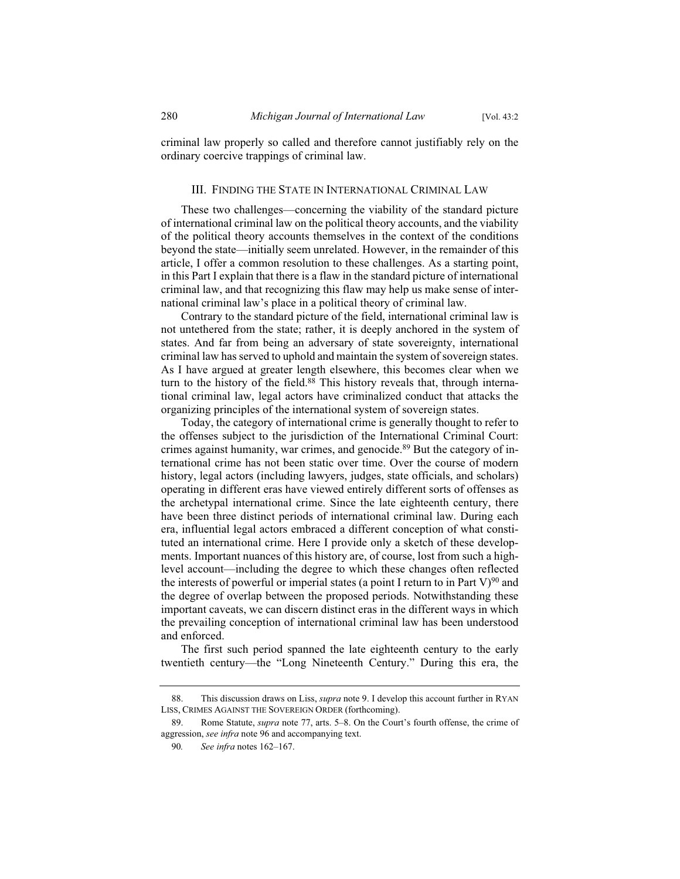criminal law properly so called and therefore cannot justifiably rely on the ordinary coercive trappings of criminal law.

## III. Finding the State in International Criminal Law

These two challenges—concerning the viability of the standard picture of international criminal law on the political theory accounts, and the viability of the political theory accounts themselves in the context of the conditions beyond the state—initially seem unrelated. However, in the remainder of this article, I offer a common resolution to these challenges. As a starting point, in this Part I explain that there is a flaw in the standard picture of international criminal law, and that recognizing this flaw may help us make sense of international criminal law's place in a political theory of criminal law.

Contrary to the standard picture of the field, international criminal law is not untethered from the state; rather, it is deeply anchored in the system of states. And far from being an adversary of state sovereignty, international criminal law has served to uphold and maintain the system of sovereign states. As I have argued at greater length elsewhere, this becomes clear when we turn to the history of the field.[88] This history reveals that, through international criminal law, legal actors have criminalized conduct that attacks the organizing principles of the international system of sovereign states.

Today, the category of international crime is generally thought to refer to the offenses subject to the jurisdiction of the International Criminal Court: crimes against humanity, war crimes, and genocide.[89] But the category of international crime has not been static over time. Over the course of modern history, legal actors (including lawyers, judges, state officials, and scholars) operating in different eras have viewed entirely different sorts of offenses as the archetypal international crime. Since the late eighteenth century, there have been three distinct periods of international criminal law. During each era, influential legal actors embraced a different conception of what constituted an international crime. Here I provide only a sketch of these developments. Important nuances of this history are, of course, lost from such a high-level account—including the degree to which these changes often reflected the interests of powerful or imperial states (a point I return to in Part V)[90] and the degree of overlap between the proposed periods. Notwithstanding these important caveats, we can discern distinct eras in the different ways in which the prevailing conception of international criminal law has been understood and enforced.

The first such period spanned the late eighteenth century to the early twentieth century—the "Long Nineteenth Century." During this era, the

---

88. This discussion draws on Liss, *supra* note 9. I develop this account further in Ryan Liss, Crimes Against the Sovereign Order (forthcoming).

89. Rome Statute, *supra* note 77, arts. 5–8. On the Court's fourth offense, the crime of aggression, *see infra* note 96 and accompanying text.

90. *See infra* notes 162–167.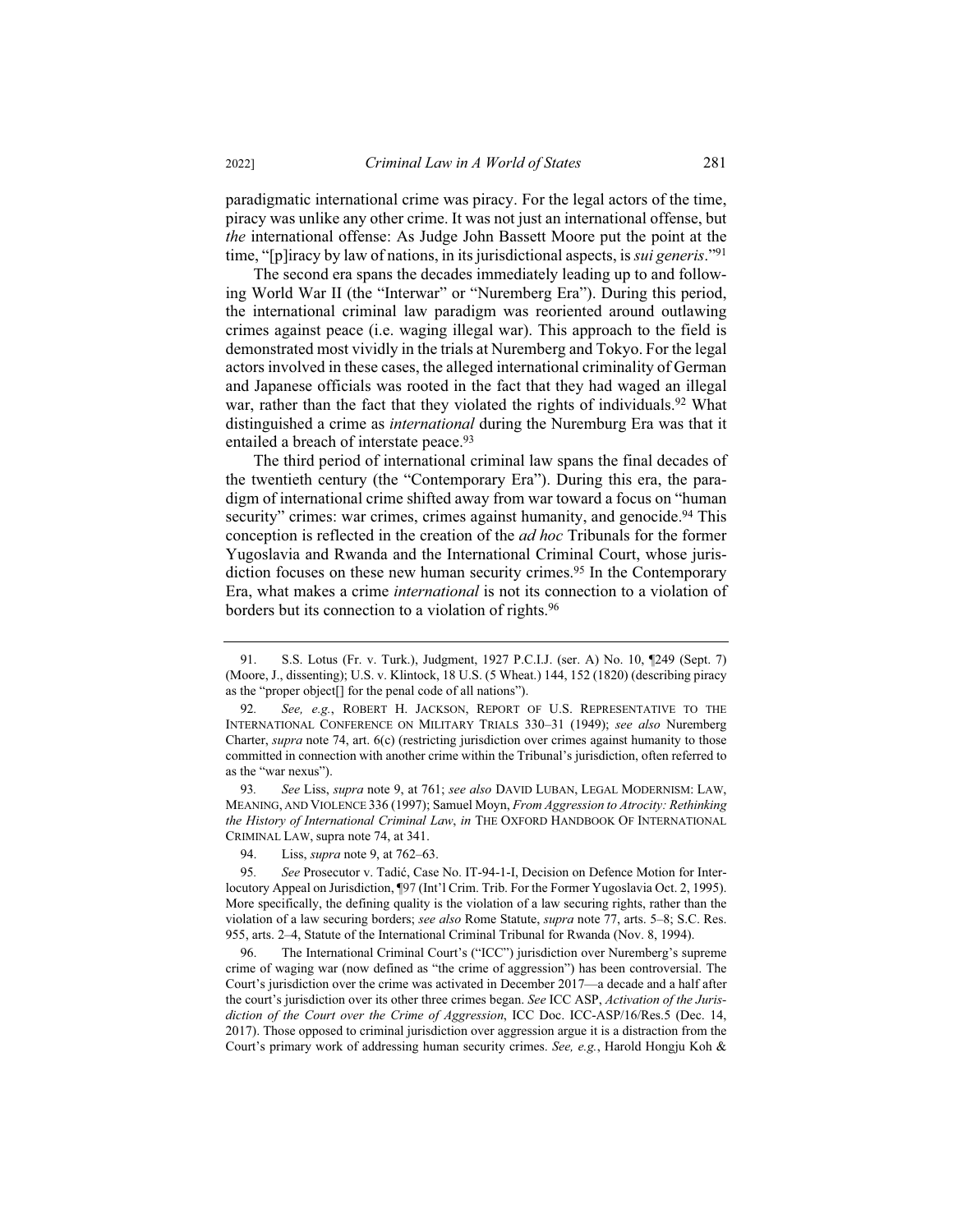paradigmatic international crime was piracy. For the legal actors of the time, piracy was unlike any other crime. It was not just an international offense, but *the* international offense: As Judge John Bassett Moore put the point at the time, "[p]iracy by law of nations, in its jurisdictional aspects, is *sui generis*."[91]

The second era spans the decades immediately leading up to and following World War II (the "Interwar" or "Nuremberg Era"). During this period, the international criminal law paradigm was reoriented around outlawing crimes against peace (i.e. waging illegal war). This approach to the field is demonstrated most vividly in the trials at Nuremberg and Tokyo. For the legal actors involved in these cases, the alleged international criminality of German and Japanese officials was rooted in the fact that they had waged an illegal war, rather than the fact that they violated the rights of individuals.[92] What distinguished a crime as *international* during the Nuremburg Era was that it entailed a breach of interstate peace.[93]

The third period of international criminal law spans the final decades of the twentieth century (the "Contemporary Era"). During this era, the paradigm of international crime shifted away from war toward a focus on "human security" crimes: war crimes, crimes against humanity, and genocide.[94] This conception is reflected in the creation of the *ad hoc* Tribunals for the former Yugoslavia and Rwanda and the International Criminal Court, whose jurisdiction focuses on these new human security crimes.[95] In the Contemporary Era, what makes a crime *international* is not its connection to a violation of borders but its connection to a violation of rights.[96]

---

91. S.S. Lotus (Fr. v. Turk.), Judgment, 1927 P.C.I.J. (ser. A) No. 10, ¶249 (Sept. 7) (Moore, J., dissenting); U.S. v. Klintock, 18 U.S. (5 Wheat.) 144, 152 (1820) (describing piracy as the "proper object[] for the penal code of all nations").

92. *See, e.g.*, ROBERT H. JACKSON, REPORT OF U.S. REPRESENTATIVE TO THE INTERNATIONAL CONFERENCE ON MILITARY TRIALS 330–31 (1949); *see also* Nuremberg Charter, *supra* note 74, art. 6(c) (restricting jurisdiction over crimes against humanity to those committed in connection with another crime within the Tribunal's jurisdiction, often referred to as the "war nexus").

93. *See* Liss, *supra* note 9, at 761; *see also* DAVID LUBAN, LEGAL MODERNISM: LAW, MEANING, AND VIOLENCE 336 (1997); Samuel Moyn, *From Aggression to Atrocity: Rethinking the History of International Criminal Law*, *in* THE OXFORD HANDBOOK OF INTERNATIONAL CRIMINAL LAW, supra note 74, at 341.

94. Liss, *supra* note 9, at 762–63.

95. *See* Prosecutor v. Tadić, Case No. IT-94-1-I, Decision on Defence Motion for Interlocutory Appeal on Jurisdiction, ¶97 (Int'l Crim. Trib. For the Former Yugoslavia Oct. 2, 1995). More specifically, the defining quality is the violation of a law securing rights, rather than the violation of a law securing borders; *see also* Rome Statute, *supra* note 77, arts. 5–8; S.C. Res. 955, arts. 2–4, Statute of the International Criminal Tribunal for Rwanda (Nov. 8, 1994).

96. The International Criminal Court's ("ICC") jurisdiction over Nuremberg's supreme crime of waging war (now defined as "the crime of aggression") has been controversial. The Court's jurisdiction over the crime was activated in December 2017—a decade and a half after the court's jurisdiction over its other three crimes began. *See* ICC ASP, *Activation of the Jurisdiction of the Court over the Crime of Aggression*, ICC Doc. ICC-ASP/16/Res.5 (Dec. 14, 2017). Those opposed to criminal jurisdiction over aggression argue it is a distraction from the Court's primary work of addressing human security crimes. *See, e.g.*, Harold Hongju Koh &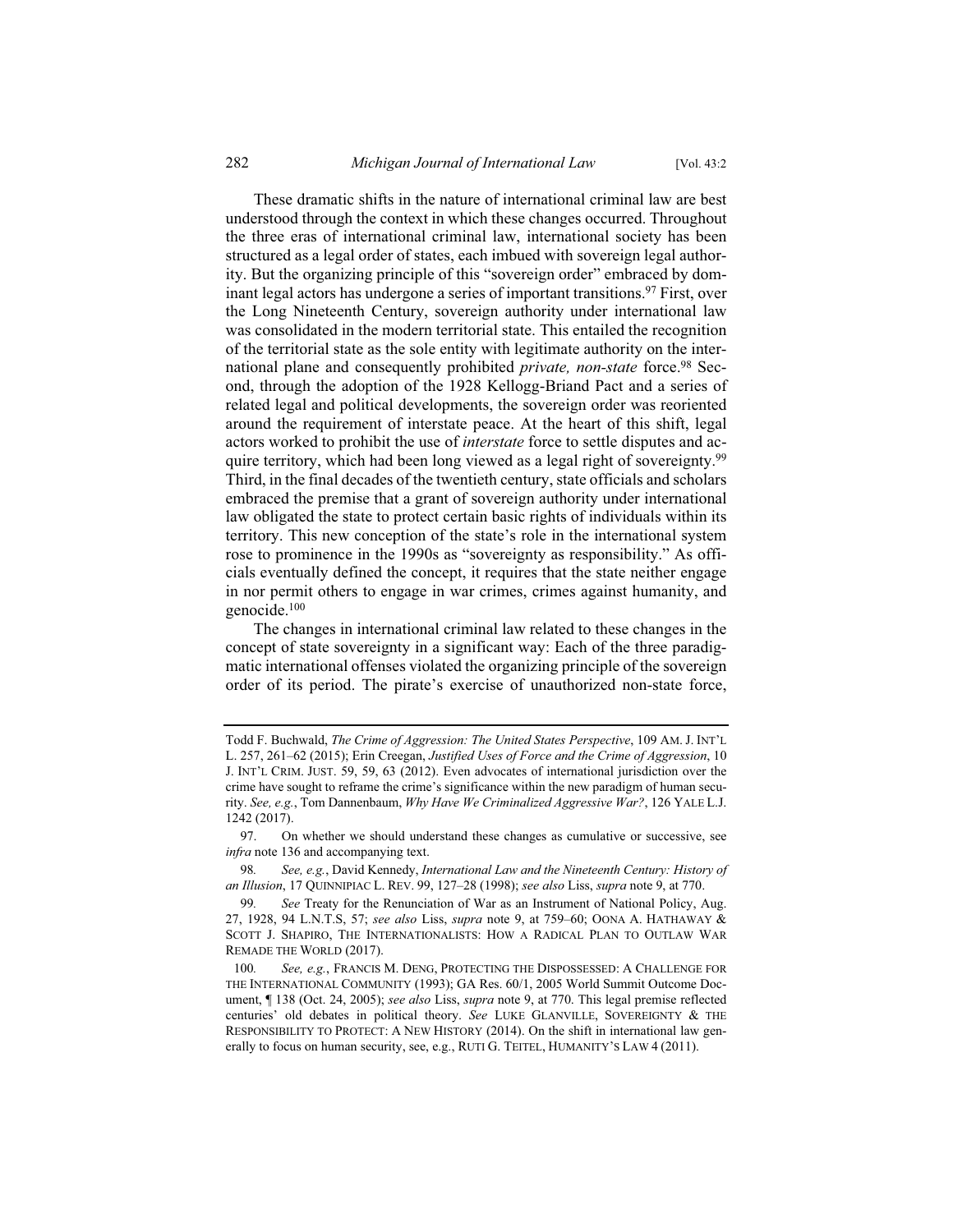These dramatic shifts in the nature of international criminal law are best understood through the context in which these changes occurred. Throughout the three eras of international criminal law, international society has been structured as a legal order of states, each imbued with sovereign legal authority. But the organizing principle of this "sovereign order" embraced by dominant legal actors has undergone a series of important transitions.[97] First, over the Long Nineteenth Century, sovereign authority under international law was consolidated in the modern territorial state. This entailed the recognition of the territorial state as the sole entity with legitimate authority on the international plane and consequently prohibited *private, non-state* force.[98] Second, through the adoption of the 1928 Kellogg-Briand Pact and a series of related legal and political developments, the sovereign order was reoriented around the requirement of interstate peace. At the heart of this shift, legal actors worked to prohibit the use of *interstate* force to settle disputes and acquire territory, which had been long viewed as a legal right of sovereignty.[99] Third, in the final decades of the twentieth century, state officials and scholars embraced the premise that a grant of sovereign authority under international law obligated the state to protect certain basic rights of individuals within its territory. This new conception of the state's role in the international system rose to prominence in the 1990s as "sovereignty as responsibility." As officials eventually defined the concept, it requires that the state neither engage in nor permit others to engage in war crimes, crimes against humanity, and genocide.[100]

The changes in international criminal law related to these changes in the concept of state sovereignty in a significant way: Each of the three paradigmatic international offenses violated the organizing principle of the sovereign order of its period. The pirate's exercise of unauthorized non-state force,

---

Todd F. Buchwald, *The Crime of Aggression: The United States Perspective*, 109 AM. J. INT'L L. 257, 261–62 (2015); Erin Creegan, *Justified Uses of Force and the Crime of Aggression*, 10 J. INT'L CRIM. JUST. 59, 59, 63 (2012). Even advocates of international jurisdiction over the crime have sought to reframe the crime's significance within the new paradigm of human security. *See, e.g.*, Tom Dannenbaum, *Why Have We Criminalized Aggressive War?*, 126 YALE L.J. 1242 (2017).

97. On whether we should understand these changes as cumulative or successive, see *infra* note 136 and accompanying text.

98. *See, e.g.*, David Kennedy, *International Law and the Nineteenth Century: History of an Illusion*, 17 QUINNIPIAC L. REV. 99, 127–28 (1998); *see also* Liss, *supra* note 9, at 770.

99. *See* Treaty for the Renunciation of War as an Instrument of National Policy, Aug. 27, 1928, 94 L.N.T.S, 57; *see also* Liss, *supra* note 9, at 759–60; OONA A. HATHAWAY & SCOTT J. SHAPIRO, THE INTERNATIONALISTS: HOW A RADICAL PLAN TO OUTLAW WAR REMADE THE WORLD (2017).

100. *See, e.g.*, FRANCIS M. DENG, PROTECTING THE DISPOSSESSED: A CHALLENGE FOR THE INTERNATIONAL COMMUNITY (1993); GA Res. 60/1, 2005 World Summit Outcome Document, ¶ 138 (Oct. 24, 2005); *see also* Liss, *supra* note 9, at 770. This legal premise reflected centuries' old debates in political theory. *See* LUKE GLANVILLE, SOVEREIGNTY & THE RESPONSIBILITY TO PROTECT: A NEW HISTORY (2014). On the shift in international law generally to focus on human security, see, e.g., RUTI G. TEITEL, HUMANITY'S LAW 4 (2011).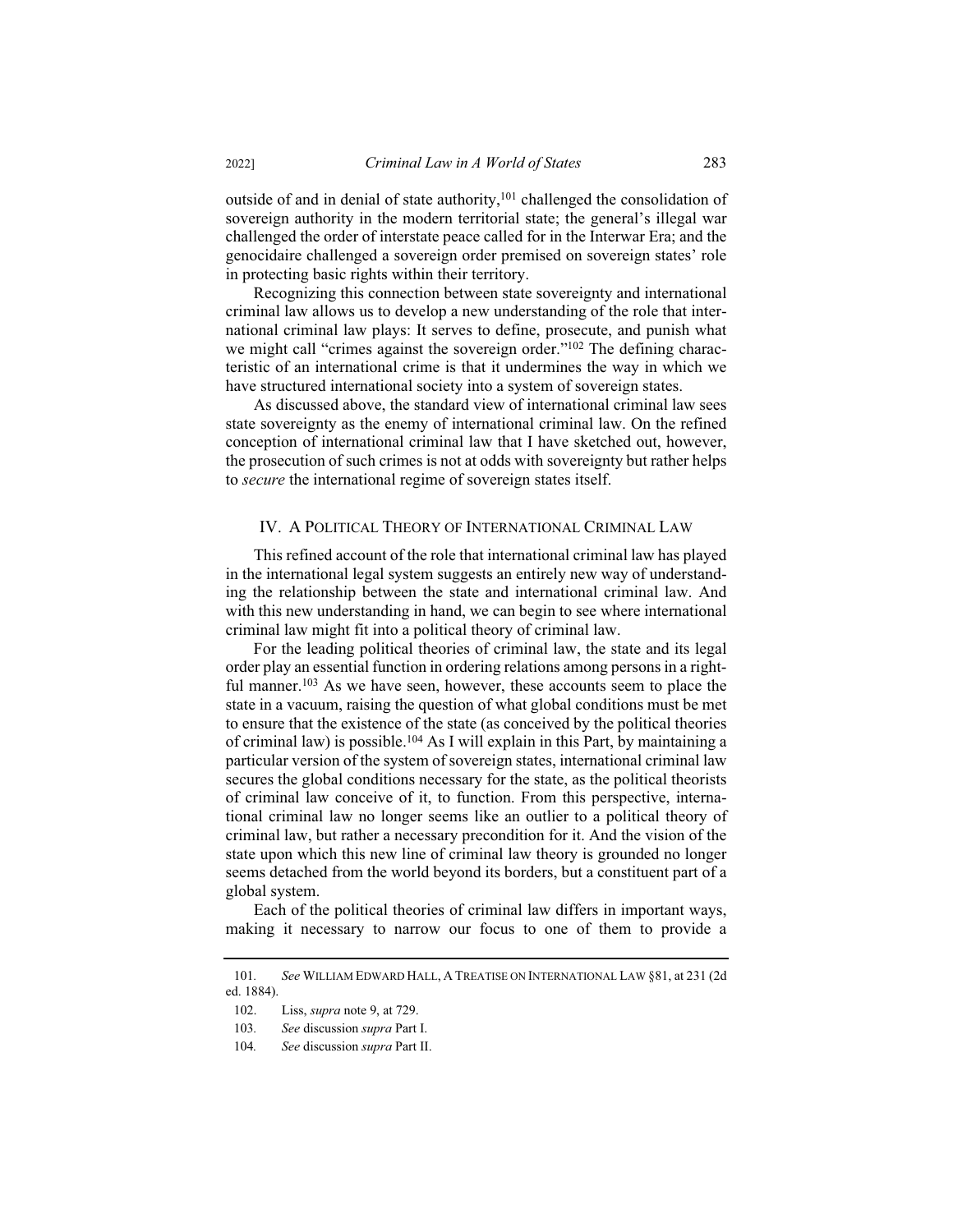outside of and in denial of state authority,[101] challenged the consolidation of sovereign authority in the modern territorial state; the general's illegal war challenged the order of interstate peace called for in the Interwar Era; and the genocidaire challenged a sovereign order premised on sovereign states' role in protecting basic rights within their territory.

Recognizing this connection between state sovereignty and international criminal law allows us to develop a new understanding of the role that international criminal law plays: It serves to define, prosecute, and punish what we might call "crimes against the sovereign order."[102] The defining characteristic of an international crime is that it undermines the way in which we have structured international society into a system of sovereign states.

As discussed above, the standard view of international criminal law sees state sovereignty as the enemy of international criminal law. On the refined conception of international criminal law that I have sketched out, however, the prosecution of such crimes is not at odds with sovereignty but rather helps to *secure* the international regime of sovereign states itself.

## IV. A Political Theory of International Criminal Law

This refined account of the role that international criminal law has played in the international legal system suggests an entirely new way of understanding the relationship between the state and international criminal law. And with this new understanding in hand, we can begin to see where international criminal law might fit into a political theory of criminal law.

For the leading political theories of criminal law, the state and its legal order play an essential function in ordering relations among persons in a rightful manner.[103] As we have seen, however, these accounts seem to place the state in a vacuum, raising the question of what global conditions must be met to ensure that the existence of the state (as conceived by the political theories of criminal law) is possible.[104] As I will explain in this Part, by maintaining a particular version of the system of sovereign states, international criminal law secures the global conditions necessary for the state, as the political theorists of criminal law conceive of it, to function. From this perspective, international criminal law no longer seems like an outlier to a political theory of criminal law, but rather a necessary precondition for it. And the vision of the state upon which this new line of criminal law theory is grounded no longer seems detached from the world beyond its borders, but a constituent part of a global system.

Each of the political theories of criminal law differs in important ways, making it necessary to narrow our focus to one of them to provide a

---

101. *See* William Edward Hall, A Treatise on International Law §81, at 231 (2d ed. 1884).

102. Liss, *supra* note 9, at 729.

103. *See* discussion *supra* Part I.

104. *See* discussion *supra* Part II.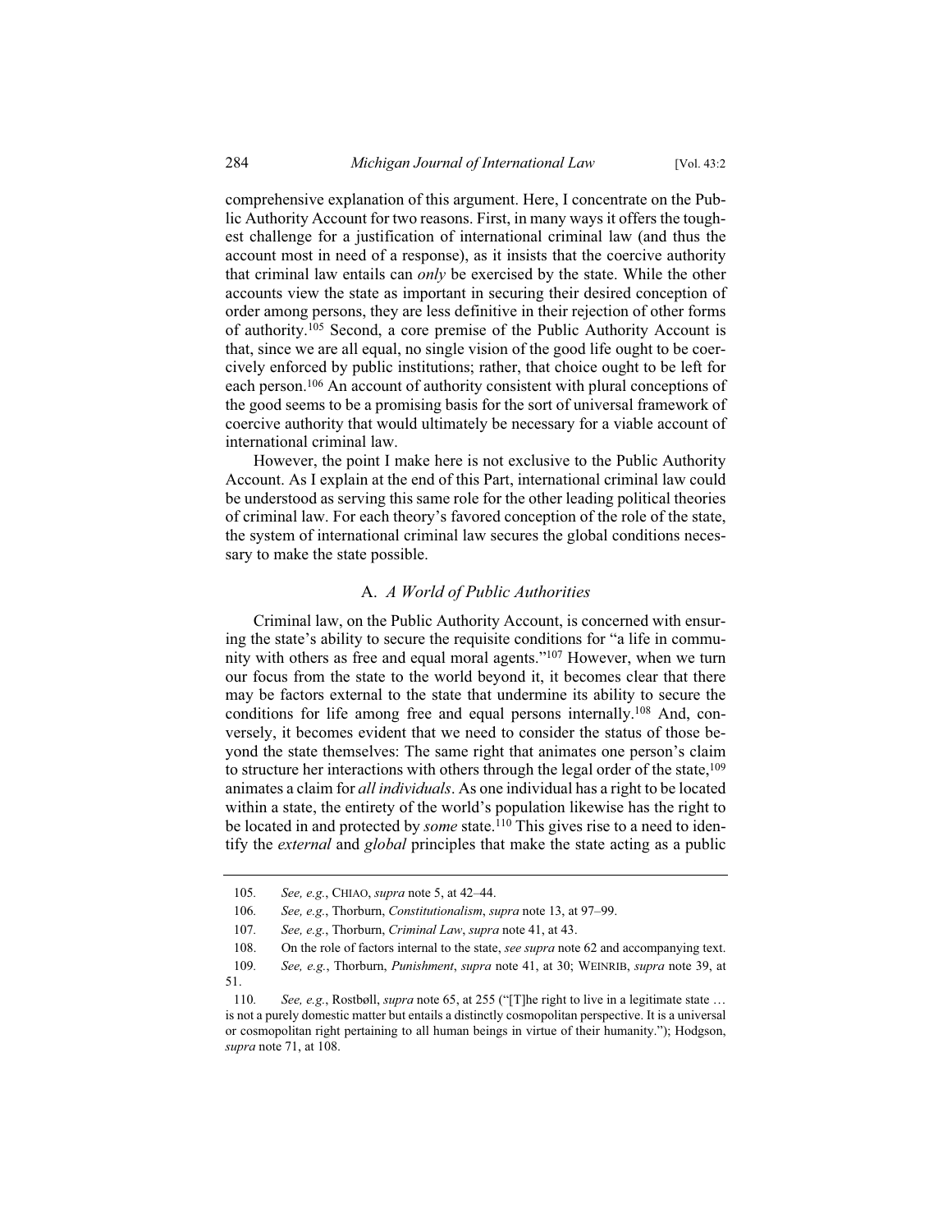comprehensive explanation of this argument. Here, I concentrate on the Public Authority Account for two reasons. First, in many ways it offers the toughest challenge for a justification of international criminal law (and thus the account most in need of a response), as it insists that the coercive authority that criminal law entails can *only* be exercised by the state. While the other accounts view the state as important in securing their desired conception of order among persons, they are less definitive in their rejection of other forms of authority.[105] Second, a core premise of the Public Authority Account is that, since we are all equal, no single vision of the good life ought to be coercively enforced by public institutions; rather, that choice ought to be left for each person.[106] An account of authority consistent with plural conceptions of the good seems to be a promising basis for the sort of universal framework of coercive authority that would ultimately be necessary for a viable account of international criminal law.

However, the point I make here is not exclusive to the Public Authority Account. As I explain at the end of this Part, international criminal law could be understood as serving this same role for the other leading political theories of criminal law. For each theory's favored conception of the role of the state, the system of international criminal law secures the global conditions necessary to make the state possible.

### A. *A World of Public Authorities*

Criminal law, on the Public Authority Account, is concerned with ensuring the state's ability to secure the requisite conditions for "a life in community with others as free and equal moral agents."[107] However, when we turn our focus from the state to the world beyond it, it becomes clear that there may be factors external to the state that undermine its ability to secure the conditions for life among free and equal persons internally.[108] And, conversely, it becomes evident that we need to consider the status of those beyond the state themselves: The same right that animates one person's claim to structure her interactions with others through the legal order of the state,[109] animates a claim for *all individuals*. As one individual has a right to be located within a state, the entirety of the world's population likewise has the right to be located in and protected by *some* state.[110] This gives rise to a need to identify the *external* and *global* principles that make the state acting as a public

---

105. *See, e.g.*, CHIAO, *supra* note 5, at 42–44.

106. *See, e.g.*, Thorburn, *Constitutionalism*, *supra* note 13, at 97–99.

107. *See, e.g.*, Thorburn, *Criminal Law*, *supra* note 41, at 43.

108. On the role of factors internal to the state, *see supra* note 62 and accompanying text.

109. *See, e.g.*, Thorburn, *Punishment*, *supra* note 41, at 30; WEINRIB, *supra* note 39, at 51.

110. *See, e.g.*, Rostbøll, *supra* note 65, at 255 ("[T]he right to live in a legitimate state … is not a purely domestic matter but entails a distinctly cosmopolitan perspective. It is a universal or cosmopolitan right pertaining to all human beings in virtue of their humanity."); Hodgson, *supra* note 71, at 108.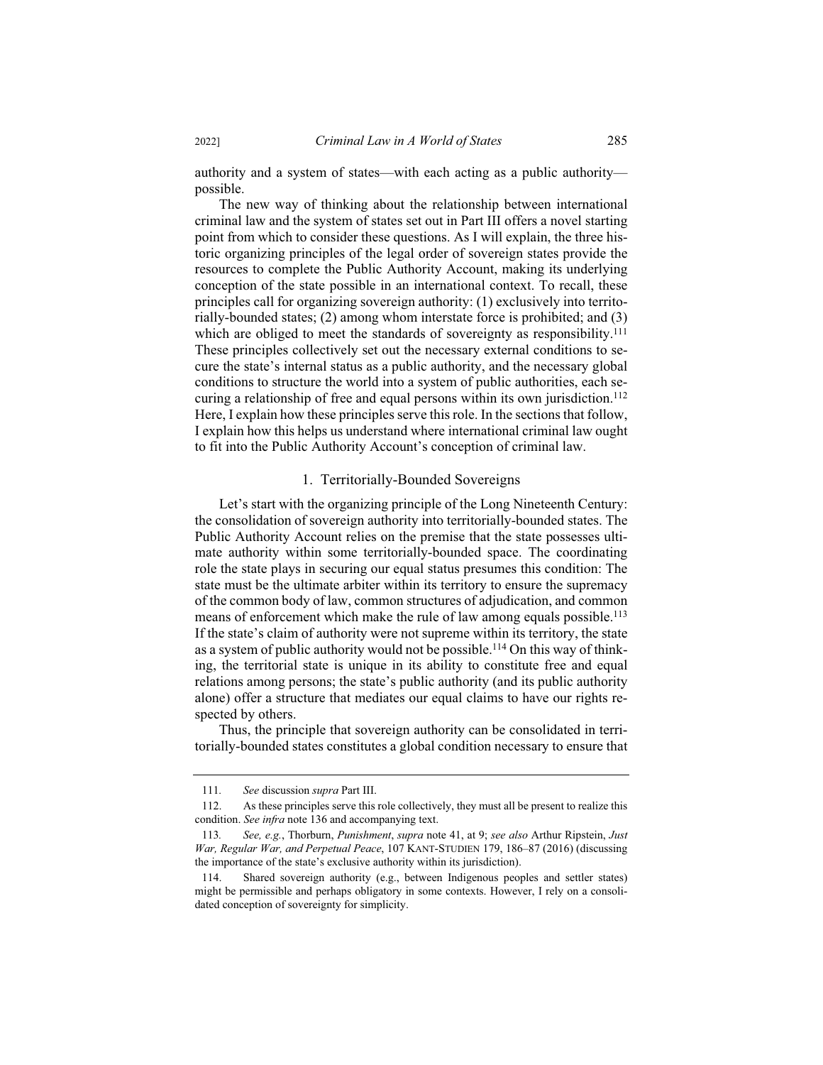authority and a system of states—with each acting as a public authority—possible.

The new way of thinking about the relationship between international criminal law and the system of states set out in Part III offers a novel starting point from which to consider these questions. As I will explain, the three historic organizing principles of the legal order of sovereign states provide the resources to complete the Public Authority Account, making its underlying conception of the state possible in an international context. To recall, these principles call for organizing sovereign authority: (1) exclusively into territorially-bounded states; (2) among whom interstate force is prohibited; and (3) which are obliged to meet the standards of sovereignty as responsibility.[111] These principles collectively set out the necessary external conditions to secure the state's internal status as a public authority, and the necessary global conditions to structure the world into a system of public authorities, each securing a relationship of free and equal persons within its own jurisdiction.[112] Here, I explain how these principles serve this role. In the sections that follow, I explain how this helps us understand where international criminal law ought to fit into the Public Authority Account's conception of criminal law.

### 1. Territorially-Bounded Sovereigns

Let's start with the organizing principle of the Long Nineteenth Century: the consolidation of sovereign authority into territorially-bounded states. The Public Authority Account relies on the premise that the state possesses ultimate authority within some territorially-bounded space. The coordinating role the state plays in securing our equal status presumes this condition: The state must be the ultimate arbiter within its territory to ensure the supremacy of the common body of law, common structures of adjudication, and common means of enforcement which make the rule of law among equals possible.[113] If the state's claim of authority were not supreme within its territory, the state as a system of public authority would not be possible.[114] On this way of thinking, the territorial state is unique in its ability to constitute free and equal relations among persons; the state's public authority (and its public authority alone) offer a structure that mediates our equal claims to have our rights respected by others.

Thus, the principle that sovereign authority can be consolidated in territorially-bounded states constitutes a global condition necessary to ensure that

---

111. *See* discussion *supra* Part III.

112. As these principles serve this role collectively, they must all be present to realize this condition. *See infra* note 136 and accompanying text.

113. *See, e.g.*, Thorburn, *Punishment*, *supra* note 41, at 9; *see also* Arthur Ripstein, *Just War, Regular War, and Perpetual Peace*, 107 KANT-STUDIEN 179, 186–87 (2016) (discussing the importance of the state's exclusive authority within its jurisdiction).

114. Shared sovereign authority (e.g., between Indigenous peoples and settler states) might be permissible and perhaps obligatory in some contexts. However, I rely on a consolidated conception of sovereignty for simplicity.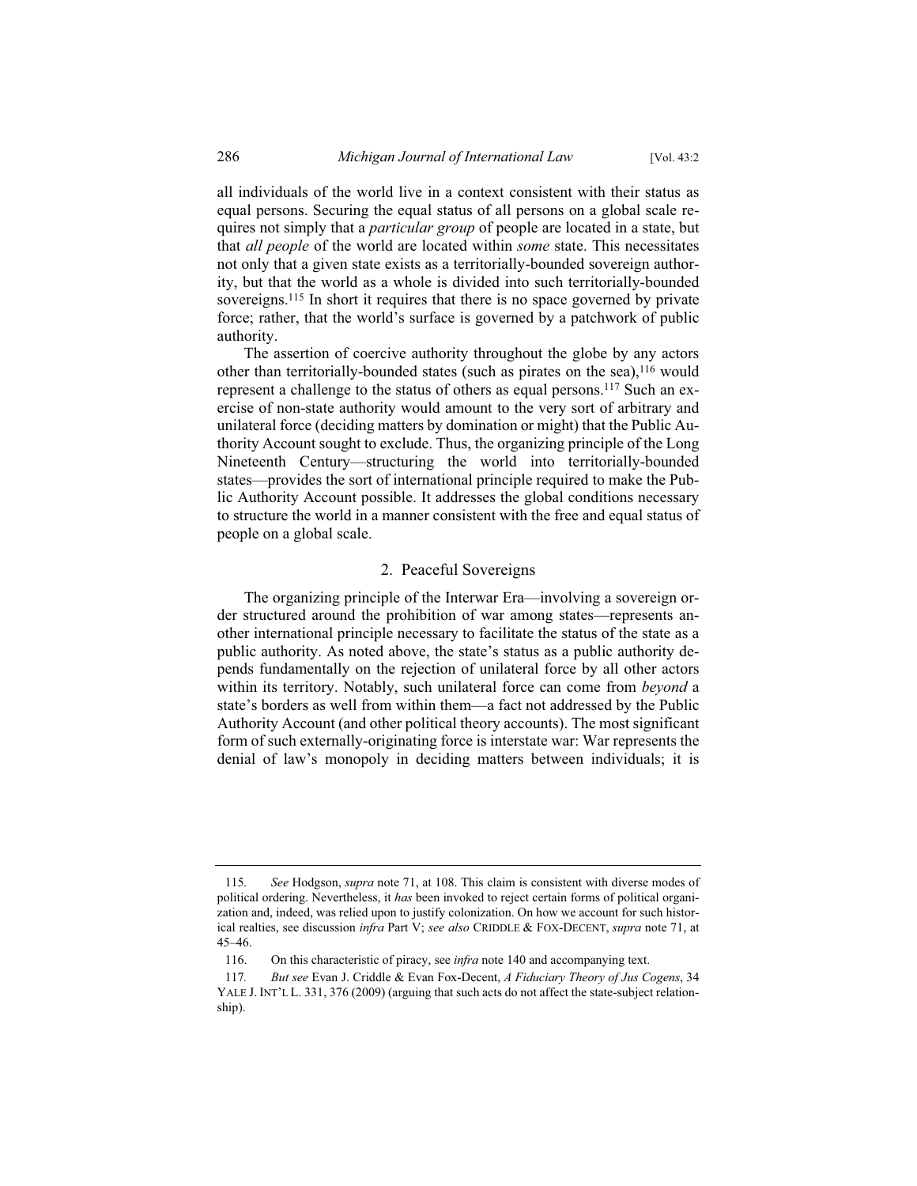all individuals of the world live in a context consistent with their status as equal persons. Securing the equal status of all persons on a global scale requires not simply that a *particular group* of people are located in a state, but that *all people* of the world are located within *some* state. This necessitates not only that a given state exists as a territorially-bounded sovereign authority, but that the world as a whole is divided into such territorially-bounded sovereigns.[115] In short it requires that there is no space governed by private force; rather, that the world's surface is governed by a patchwork of public authority.

The assertion of coercive authority throughout the globe by any actors other than territorially-bounded states (such as pirates on the sea),[116] would represent a challenge to the status of others as equal persons.[117] Such an exercise of non-state authority would amount to the very sort of arbitrary and unilateral force (deciding matters by domination or might) that the Public Authority Account sought to exclude. Thus, the organizing principle of the Long Nineteenth Century—structuring the world into territorially-bounded states—provides the sort of international principle required to make the Public Authority Account possible. It addresses the global conditions necessary to structure the world in a manner consistent with the free and equal status of people on a global scale.

### 2. Peaceful Sovereigns

The organizing principle of the Interwar Era—involving a sovereign order structured around the prohibition of war among states—represents another international principle necessary to facilitate the status of the state as a public authority. As noted above, the state's status as a public authority depends fundamentally on the rejection of unilateral force by all other actors within its territory. Notably, such unilateral force can come from *beyond* a state's borders as well from within them—a fact not addressed by the Public Authority Account (and other political theory accounts). The most significant form of such externally-originating force is interstate war: War represents the denial of law's monopoly in deciding matters between individuals; it is

---

115. *See* Hodgson, *supra* note 71, at 108. This claim is consistent with diverse modes of political ordering. Nevertheless, it *has* been invoked to reject certain forms of political organization and, indeed, was relied upon to justify colonization. On how we account for such historical realties, see discussion *infra* Part V; *see also* CRIDDLE & FOX-DECENT, *supra* note 71, at 45–46.

116. On this characteristic of piracy, see *infra* note 140 and accompanying text.

117. *But see* Evan J. Criddle & Evan Fox-Decent, *A Fiduciary Theory of Jus Cogens*, 34 YALE J. INT'L L. 331, 376 (2009) (arguing that such acts do not affect the state-subject relationship).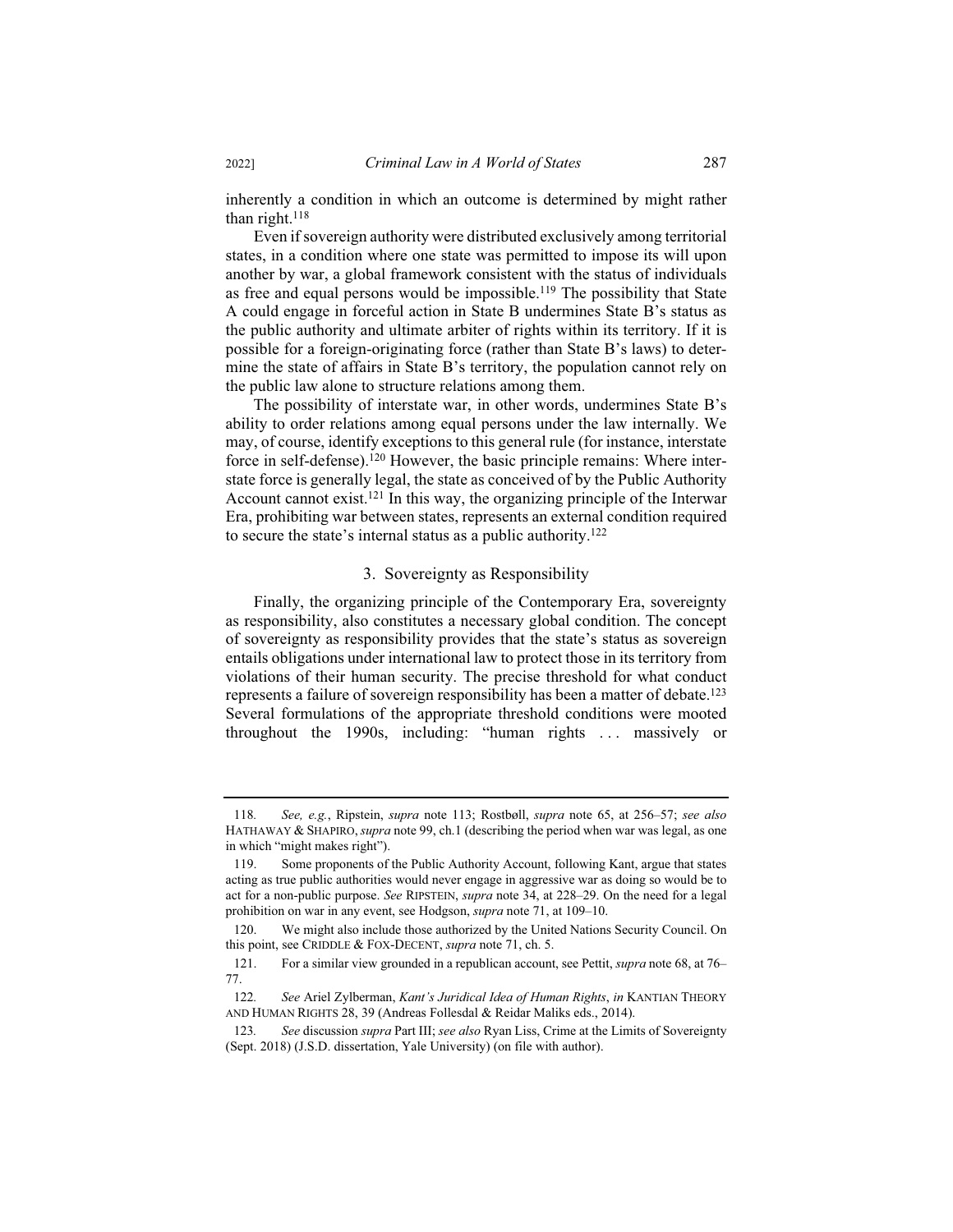inherently a condition in which an outcome is determined by might rather than right.[118]

Even if sovereign authority were distributed exclusively among territorial states, in a condition where one state was permitted to impose its will upon another by war, a global framework consistent with the status of individuals as free and equal persons would be impossible.[119] The possibility that State A could engage in forceful action in State B undermines State B's status as the public authority and ultimate arbiter of rights within its territory. If it is possible for a foreign-originating force (rather than State B's laws) to determine the state of affairs in State B's territory, the population cannot rely on the public law alone to structure relations among them.

The possibility of interstate war, in other words, undermines State B's ability to order relations among equal persons under the law internally. We may, of course, identify exceptions to this general rule (for instance, interstate force in self-defense).[120] However, the basic principle remains: Where interstate force is generally legal, the state as conceived of by the Public Authority Account cannot exist.[121] In this way, the organizing principle of the Interwar Era, prohibiting war between states, represents an external condition required to secure the state's internal status as a public authority.[122]

### 3. Sovereignty as Responsibility

Finally, the organizing principle of the Contemporary Era, sovereignty as responsibility, also constitutes a necessary global condition. The concept of sovereignty as responsibility provides that the state's status as sovereign entails obligations under international law to protect those in its territory from violations of their human security. The precise threshold for what conduct represents a failure of sovereign responsibility has been a matter of debate.[123] Several formulations of the appropriate threshold conditions were mooted throughout the 1990s, including: "human rights . . . massively or

---

118. *See, e.g.*, Ripstein, *supra* note 113; Rostbøll, *supra* note 65, at 256–57; *see also* HATHAWAY & SHAPIRO, *supra* note 99, ch.1 (describing the period when war was legal, as one in which "might makes right").

119. Some proponents of the Public Authority Account, following Kant, argue that states acting as true public authorities would never engage in aggressive war as doing so would be to act for a non-public purpose. *See* RIPSTEIN, *supra* note 34, at 228–29. On the need for a legal prohibition on war in any event, see Hodgson, *supra* note 71, at 109–10.

120. We might also include those authorized by the United Nations Security Council. On this point, see CRIDDLE & FOX-DECENT, *supra* note 71, ch. 5.

121. For a similar view grounded in a republican account, see Pettit, *supra* note 68, at 76–77.

122. *See* Ariel Zylberman, *Kant's Juridical Idea of Human Rights*, *in* KANTIAN THEORY AND HUMAN RIGHTS 28, 39 (Andreas Follesdal & Reidar Maliks eds., 2014).

123. *See* discussion *supra* Part III; *see also* Ryan Liss, Crime at the Limits of Sovereignty (Sept. 2018) (J.S.D. dissertation, Yale University) (on file with author).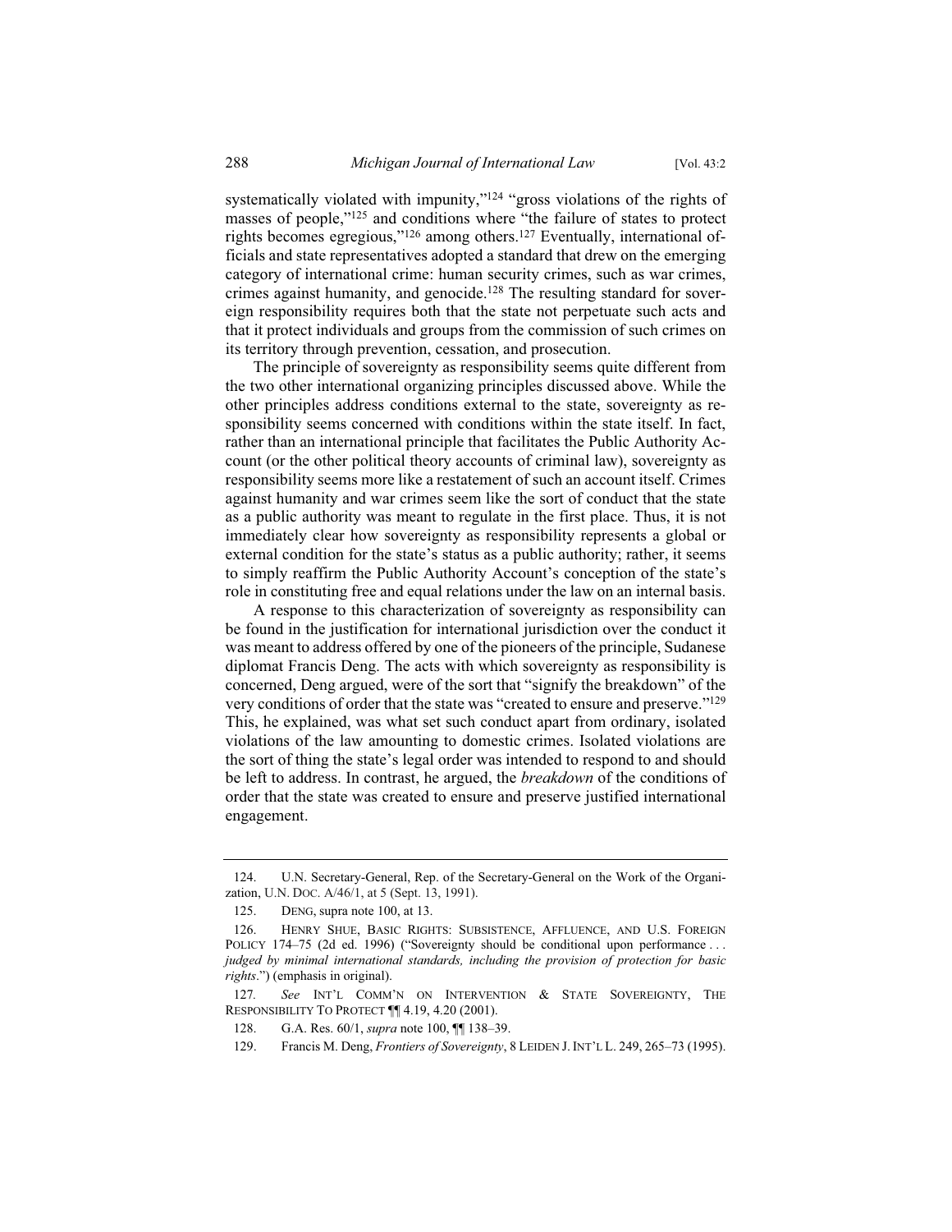systematically violated with impunity,"[124] "gross violations of the rights of masses of people,"[125] and conditions where "the failure of states to protect rights becomes egregious,"[126] among others.[127] Eventually, international officials and state representatives adopted a standard that drew on the emerging category of international crime: human security crimes, such as war crimes, crimes against humanity, and genocide.[128] The resulting standard for sovereign responsibility requires both that the state not perpetuate such acts and that it protect individuals and groups from the commission of such crimes on its territory through prevention, cessation, and prosecution.

The principle of sovereignty as responsibility seems quite different from the two other international organizing principles discussed above. While the other principles address conditions external to the state, sovereignty as responsibility seems concerned with conditions within the state itself. In fact, rather than an international principle that facilitates the Public Authority Account (or the other political theory accounts of criminal law), sovereignty as responsibility seems more like a restatement of such an account itself. Crimes against humanity and war crimes seem like the sort of conduct that the state as a public authority was meant to regulate in the first place. Thus, it is not immediately clear how sovereignty as responsibility represents a global or external condition for the state's status as a public authority; rather, it seems to simply reaffirm the Public Authority Account's conception of the state's role in constituting free and equal relations under the law on an internal basis.

A response to this characterization of sovereignty as responsibility can be found in the justification for international jurisdiction over the conduct it was meant to address offered by one of the pioneers of the principle, Sudanese diplomat Francis Deng. The acts with which sovereignty as responsibility is concerned, Deng argued, were of the sort that "signify the breakdown" of the very conditions of order that the state was "created to ensure and preserve."[129] This, he explained, was what set such conduct apart from ordinary, isolated violations of the law amounting to domestic crimes. Isolated violations are the sort of thing the state's legal order was intended to respond to and should be left to address. In contrast, he argued, the *breakdown* of the conditions of order that the state was created to ensure and preserve justified international engagement.

---

124. U.N. Secretary-General, Rep. of the Secretary-General on the Work of the Organization, U.N. DOC. A/46/1, at 5 (Sept. 13, 1991).

125. DENG, supra note 100, at 13.

126. HENRY SHUE, BASIC RIGHTS: SUBSISTENCE, AFFLUENCE, AND U.S. FOREIGN POLICY 174–75 (2d ed. 1996) ("Sovereignty should be conditional upon performance . . . *judged by minimal international standards, including the provision of protection for basic rights*.") (emphasis in original).

127. *See* INT'L COMM'N ON INTERVENTION & STATE SOVEREIGNTY, THE RESPONSIBILITY TO PROTECT ¶¶ 4.19, 4.20 (2001).

128. G.A. Res. 60/1, *supra* note 100, ¶¶ 138–39.

129. Francis M. Deng, *Frontiers of Sovereignty*, 8 LEIDEN J. INT'L L. 249, 265–73 (1995).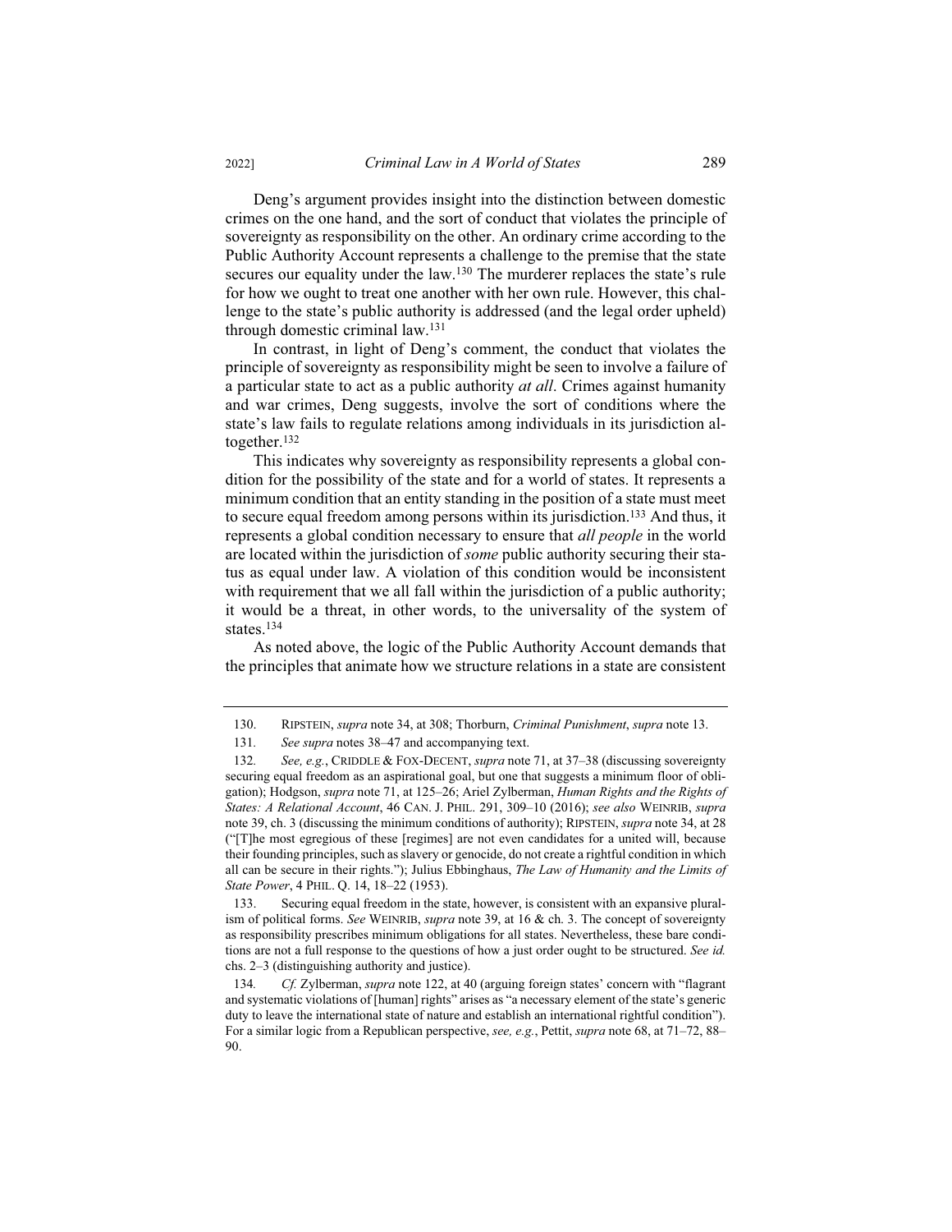Deng's argument provides insight into the distinction between domestic crimes on the one hand, and the sort of conduct that violates the principle of sovereignty as responsibility on the other. An ordinary crime according to the Public Authority Account represents a challenge to the premise that the state secures our equality under the law.[130] The murderer replaces the state's rule for how we ought to treat one another with her own rule. However, this challenge to the state's public authority is addressed (and the legal order upheld) through domestic criminal law.[131]

In contrast, in light of Deng's comment, the conduct that violates the principle of sovereignty as responsibility might be seen to involve a failure of a particular state to act as a public authority *at all*. Crimes against humanity and war crimes, Deng suggests, involve the sort of conditions where the state's law fails to regulate relations among individuals in its jurisdiction altogether.[132]

This indicates why sovereignty as responsibility represents a global condition for the possibility of the state and for a world of states. It represents a minimum condition that an entity standing in the position of a state must meet to secure equal freedom among persons within its jurisdiction.[133] And thus, it represents a global condition necessary to ensure that *all people* in the world are located within the jurisdiction of *some* public authority securing their status as equal under law. A violation of this condition would be inconsistent with requirement that we all fall within the jurisdiction of a public authority; it would be a threat, in other words, to the universality of the system of states.[134]

As noted above, the logic of the Public Authority Account demands that the principles that animate how we structure relations in a state are consistent

---

130. RIPSTEIN, *supra* note 34, at 308; Thorburn, *Criminal Punishment*, *supra* note 13.

131. *See supra* notes 38–47 and accompanying text.

132. *See, e.g.*, CRIDDLE & FOX-DECENT, *supra* note 71, at 37–38 (discussing sovereignty securing equal freedom as an aspirational goal, but one that suggests a minimum floor of obligation); Hodgson, *supra* note 71, at 125–26; Ariel Zylberman, *Human Rights and the Rights of States: A Relational Account*, 46 CAN. J. PHIL. 291, 309–10 (2016); *see also* WEINRIB, *supra* note 39, ch. 3 (discussing the minimum conditions of authority); RIPSTEIN, *supra* note 34, at 28 ("[T]he most egregious of these [regimes] are not even candidates for a united will, because their founding principles, such as slavery or genocide, do not create a rightful condition in which all can be secure in their rights."); Julius Ebbinghaus, *The Law of Humanity and the Limits of State Power*, 4 PHIL. Q. 14, 18–22 (1953).

133. Securing equal freedom in the state, however, is consistent with an expansive pluralism of political forms. *See* WEINRIB, *supra* note 39, at 16 & ch. 3. The concept of sovereignty as responsibility prescribes minimum obligations for all states. Nevertheless, these bare conditions are not a full response to the questions of how a just order ought to be structured. *See id.* chs. 2–3 (distinguishing authority and justice).

134. *Cf.* Zylberman, *supra* note 122, at 40 (arguing foreign states' concern with "flagrant and systematic violations of [human] rights" arises as "a necessary element of the state's generic duty to leave the international state of nature and establish an international rightful condition"). For a similar logic from a Republican perspective, *see, e.g.*, Pettit, *supra* note 68, at 71–72, 88–90.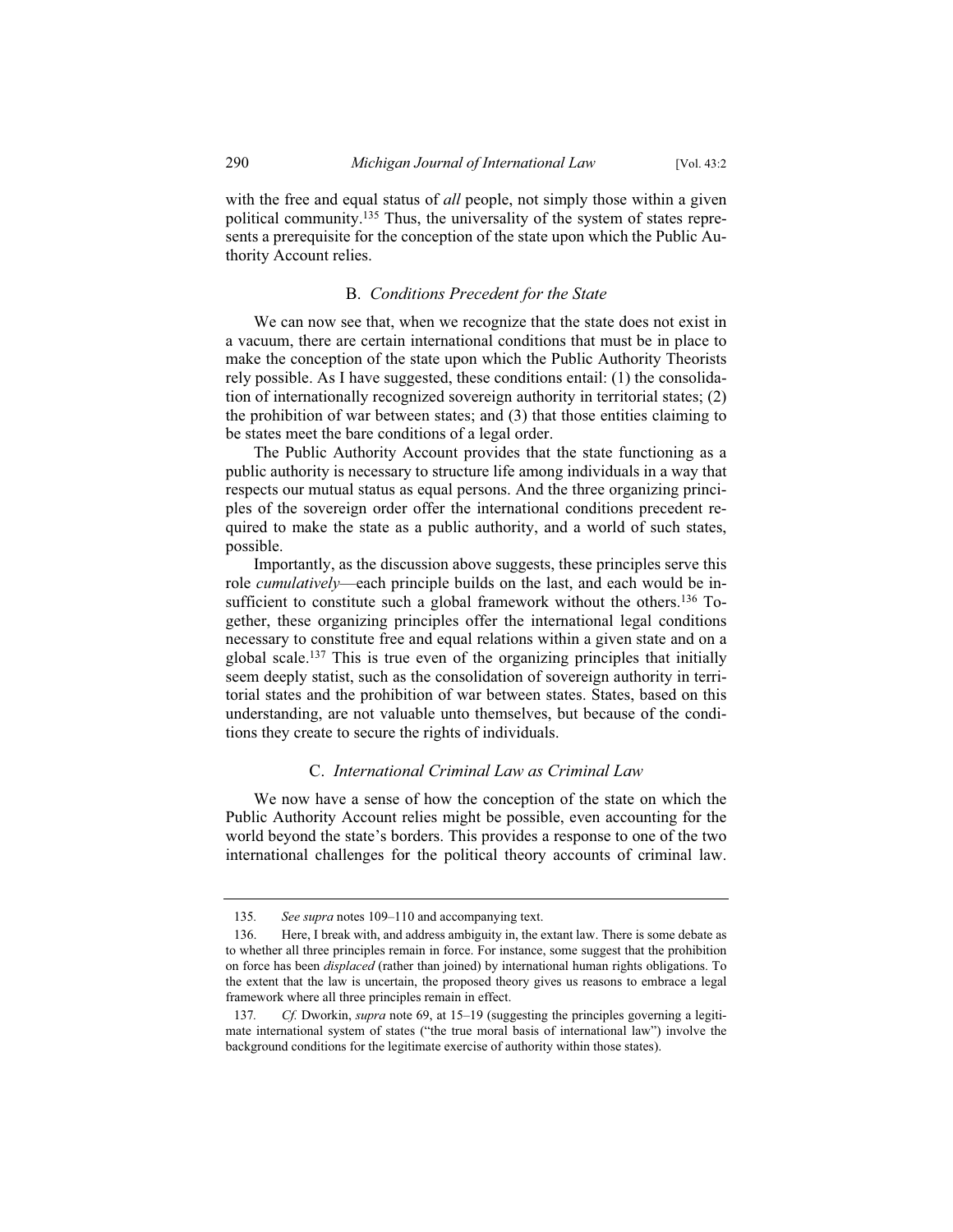with the free and equal status of *all* people, not simply those within a given political community.[135] Thus, the universality of the system of states represents a prerequisite for the conception of the state upon which the Public Authority Account relies.

### B. *Conditions Precedent for the State*

We can now see that, when we recognize that the state does not exist in a vacuum, there are certain international conditions that must be in place to make the conception of the state upon which the Public Authority Theorists rely possible. As I have suggested, these conditions entail: (1) the consolidation of internationally recognized sovereign authority in territorial states; (2) the prohibition of war between states; and (3) that those entities claiming to be states meet the bare conditions of a legal order.

The Public Authority Account provides that the state functioning as a public authority is necessary to structure life among individuals in a way that respects our mutual status as equal persons. And the three organizing principles of the sovereign order offer the international conditions precedent required to make the state as a public authority, and a world of such states, possible.

Importantly, as the discussion above suggests, these principles serve this role *cumulatively*—each principle builds on the last, and each would be insufficient to constitute such a global framework without the others.[136] Together, these organizing principles offer the international legal conditions necessary to constitute free and equal relations within a given state and on a global scale.[137] This is true even of the organizing principles that initially seem deeply statist, such as the consolidation of sovereign authority in territorial states and the prohibition of war between states. States, based on this understanding, are not valuable unto themselves, but because of the conditions they create to secure the rights of individuals.

### C. *International Criminal Law as Criminal Law*

We now have a sense of how the conception of the state on which the Public Authority Account relies might be possible, even accounting for the world beyond the state's borders. This provides a response to one of the two international challenges for the political theory accounts of criminal law.

---

135. *See supra* notes 109–110 and accompanying text.

136. Here, I break with, and address ambiguity in, the extant law. There is some debate as to whether all three principles remain in force. For instance, some suggest that the prohibition on force has been *displaced* (rather than joined) by international human rights obligations. To the extent that the law is uncertain, the proposed theory gives us reasons to embrace a legal framework where all three principles remain in effect.

137. *Cf.* Dworkin, *supra* note 69, at 15–19 (suggesting the principles governing a legitimate international system of states ("the true moral basis of international law") involve the background conditions for the legitimate exercise of authority within those states).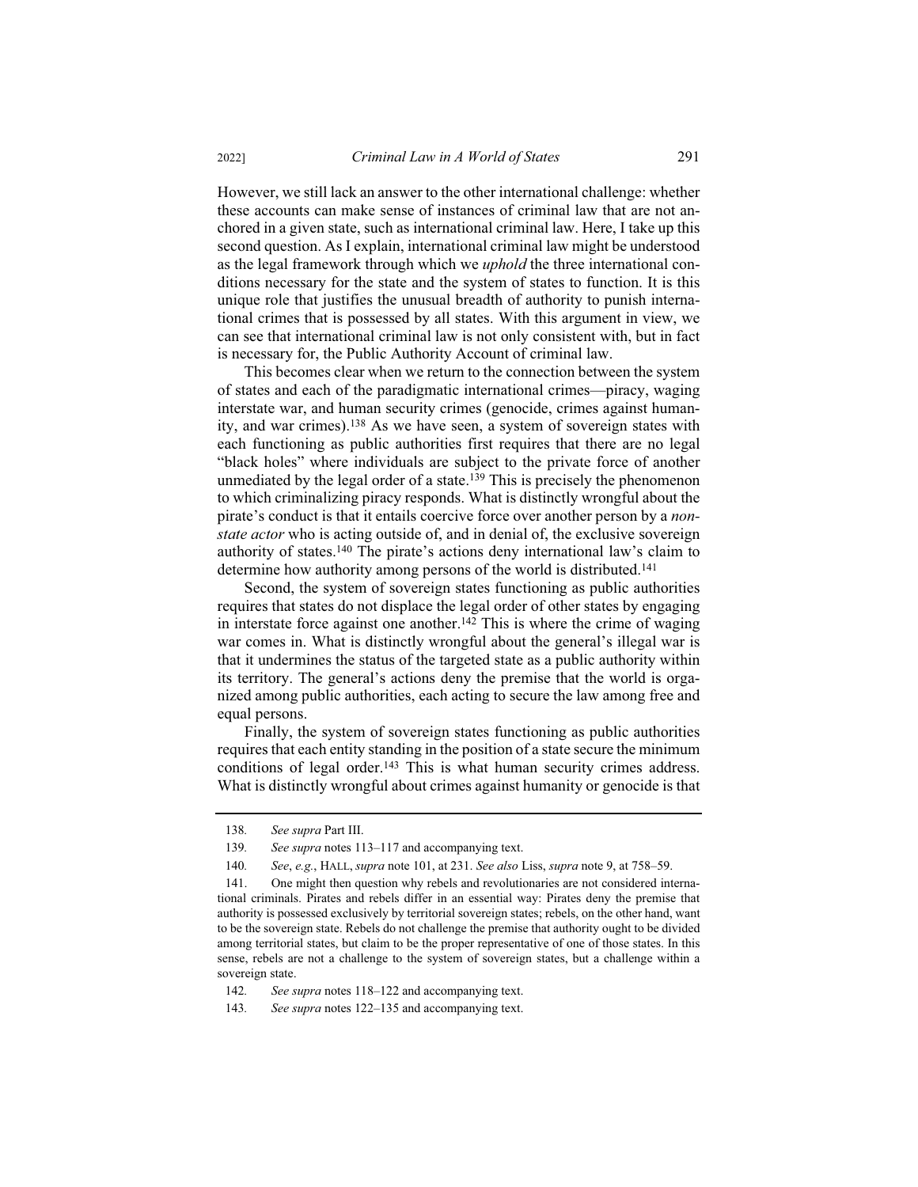However, we still lack an answer to the other international challenge: whether these accounts can make sense of instances of criminal law that are not anchored in a given state, such as international criminal law. Here, I take up this second question. As I explain, international criminal law might be understood as the legal framework through which we *uphold* the three international conditions necessary for the state and the system of states to function. It is this unique role that justifies the unusual breadth of authority to punish international crimes that is possessed by all states. With this argument in view, we can see that international criminal law is not only consistent with, but in fact is necessary for, the Public Authority Account of criminal law.

This becomes clear when we return to the connection between the system of states and each of the paradigmatic international crimes—piracy, waging interstate war, and human security crimes (genocide, crimes against humanity, and war crimes).[138] As we have seen, a system of sovereign states with each functioning as public authorities first requires that there are no legal "black holes" where individuals are subject to the private force of another unmediated by the legal order of a state.[139] This is precisely the phenomenon to which criminalizing piracy responds. What is distinctly wrongful about the pirate's conduct is that it entails coercive force over another person by a *non-state actor* who is acting outside of, and in denial of, the exclusive sovereign authority of states.[140] The pirate's actions deny international law's claim to determine how authority among persons of the world is distributed.[141]

Second, the system of sovereign states functioning as public authorities requires that states do not displace the legal order of other states by engaging in interstate force against one another.[142] This is where the crime of waging war comes in. What is distinctly wrongful about the general's illegal war is that it undermines the status of the targeted state as a public authority within its territory. The general's actions deny the premise that the world is organized among public authorities, each acting to secure the law among free and equal persons.

Finally, the system of sovereign states functioning as public authorities requires that each entity standing in the position of a state secure the minimum conditions of legal order.[143] This is what human security crimes address. What is distinctly wrongful about crimes against humanity or genocide is that

---

138. *See supra* Part III.

139. *See supra* notes 113–117 and accompanying text.

140. *See*, *e.g.*, HALL, *supra* note 101, at 231. *See also* Liss, *supra* note 9, at 758–59.

141. One might then question why rebels and revolutionaries are not considered international criminals. Pirates and rebels differ in an essential way: Pirates deny the premise that authority is possessed exclusively by territorial sovereign states; rebels, on the other hand, want to be the sovereign state. Rebels do not challenge the premise that authority ought to be divided among territorial states, but claim to be the proper representative of one of those states. In this sense, rebels are not a challenge to the system of sovereign states, but a challenge within a sovereign state.

142. *See supra* notes 118–122 and accompanying text.

143. *See supra* notes 122–135 and accompanying text.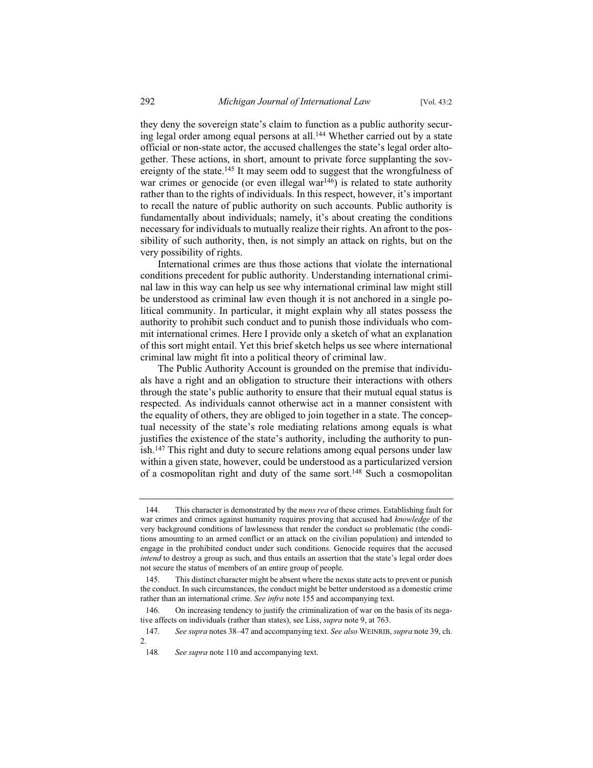they deny the sovereign state's claim to function as a public authority securing legal order among equal persons at all.[144] Whether carried out by a state official or non-state actor, the accused challenges the state's legal order altogether. These actions, in short, amount to private force supplanting the sovereignty of the state.[145] It may seem odd to suggest that the wrongfulness of war crimes or genocide (or even illegal war[146]) is related to state authority rather than to the rights of individuals. In this respect, however, it's important to recall the nature of public authority on such accounts. Public authority is fundamentally about individuals; namely, it's about creating the conditions necessary for individuals to mutually realize their rights. An afront to the possibility of such authority, then, is not simply an attack on rights, but on the very possibility of rights.

International crimes are thus those actions that violate the international conditions precedent for public authority. Understanding international criminal law in this way can help us see why international criminal law might still be understood as criminal law even though it is not anchored in a single political community. In particular, it might explain why all states possess the authority to prohibit such conduct and to punish those individuals who commit international crimes. Here I provide only a sketch of what an explanation of this sort might entail. Yet this brief sketch helps us see where international criminal law might fit into a political theory of criminal law.

The Public Authority Account is grounded on the premise that individuals have a right and an obligation to structure their interactions with others through the state's public authority to ensure that their mutual equal status is respected. As individuals cannot otherwise act in a manner consistent with the equality of others, they are obliged to join together in a state. The conceptual necessity of the state's role mediating relations among equals is what justifies the existence of the state's authority, including the authority to punish.[147] This right and duty to secure relations among equal persons under law within a given state, however, could be understood as a particularized version of a cosmopolitan right and duty of the same sort.[148] Such a cosmopolitan

---

144. This character is demonstrated by the *mens rea* of these crimes. Establishing fault for war crimes and crimes against humanity requires proving that accused had *knowledge* of the very background conditions of lawlessness that render the conduct so problematic (the conditions amounting to an armed conflict or an attack on the civilian population) and intended to engage in the prohibited conduct under such conditions. Genocide requires that the accused *intend* to destroy a group as such, and thus entails an assertion that the state's legal order does not secure the status of members of an entire group of people.

145. This distinct character might be absent where the nexus state acts to prevent or punish the conduct. In such circumstances, the conduct might be better understood as a domestic crime rather than an international crime. *See infra* note 155 and accompanying text.

146. On increasing tendency to justify the criminalization of war on the basis of its negative affects on individuals (rather than states), see Liss, *supra* note 9, at 763.

147. *See supra* notes 38–47 and accompanying text. *See also* WEINRIB, *supra* note 39, ch. 2.

148. *See supra* note 110 and accompanying text.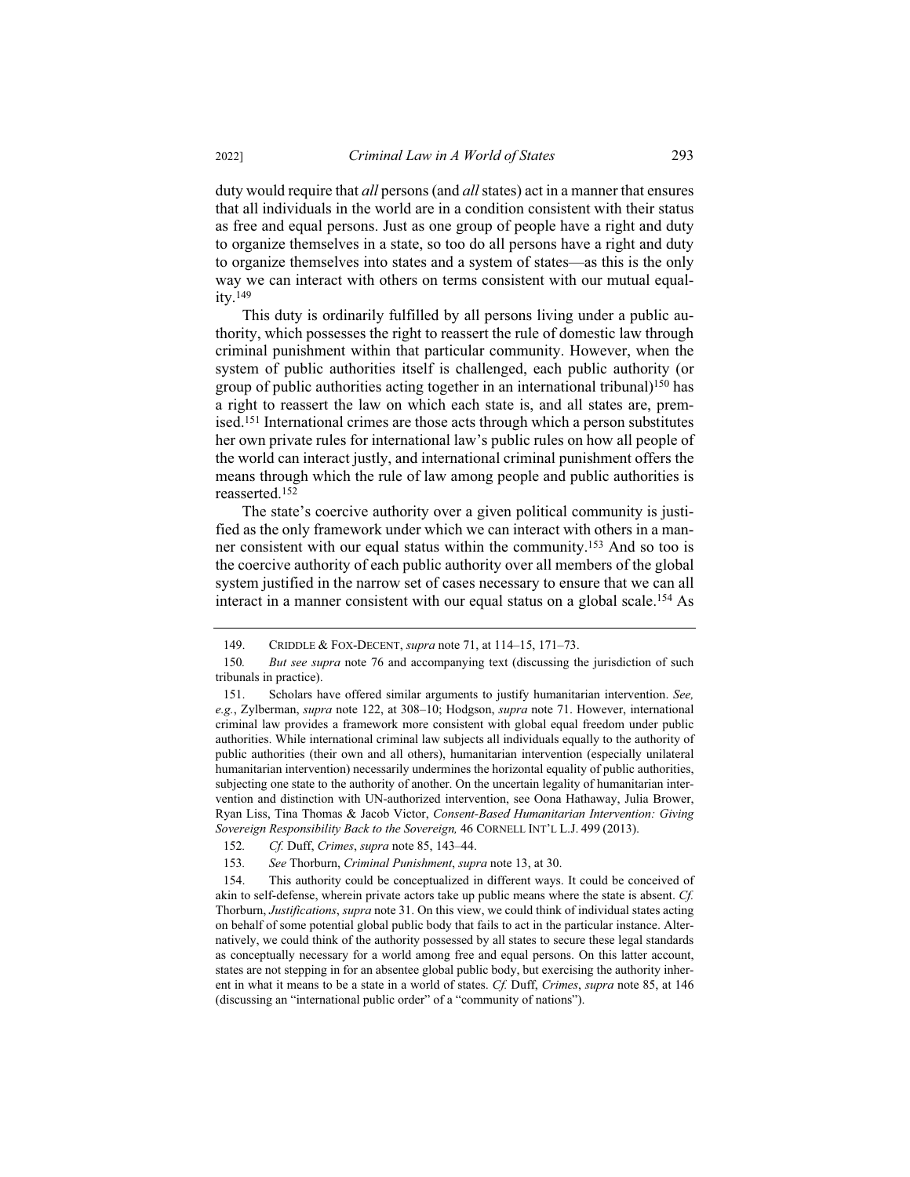duty would require that *all* persons (and *all* states) act in a manner that ensures that all individuals in the world are in a condition consistent with their status as free and equal persons. Just as one group of people have a right and duty to organize themselves in a state, so too do all persons have a right and duty to organize themselves into states and a system of states—as this is the only way we can interact with others on terms consistent with our mutual equality.[149]

This duty is ordinarily fulfilled by all persons living under a public authority, which possesses the right to reassert the rule of domestic law through criminal punishment within that particular community. However, when the system of public authorities itself is challenged, each public authority (or group of public authorities acting together in an international tribunal)[150] has a right to reassert the law on which each state is, and all states are, premised.[151] International crimes are those acts through which a person substitutes her own private rules for international law's public rules on how all people of the world can interact justly, and international criminal punishment offers the means through which the rule of law among people and public authorities is reasserted.[152]

The state's coercive authority over a given political community is justified as the only framework under which we can interact with others in a manner consistent with our equal status within the community.[153] And so too is the coercive authority of each public authority over all members of the global system justified in the narrow set of cases necessary to ensure that we can all interact in a manner consistent with our equal status on a global scale.[154] As

---

149. CRIDDLE & FOX-DECENT, *supra* note 71, at 114–15, 171–73.

150. *But see supra* note 76 and accompanying text (discussing the jurisdiction of such tribunals in practice).

151. Scholars have offered similar arguments to justify humanitarian intervention. *See, e.g.*, Zylberman, *supra* note 122, at 308–10; Hodgson, *supra* note 71. However, international criminal law provides a framework more consistent with global equal freedom under public authorities. While international criminal law subjects all individuals equally to the authority of public authorities (their own and all others), humanitarian intervention (especially unilateral humanitarian intervention) necessarily undermines the horizontal equality of public authorities, subjecting one state to the authority of another. On the uncertain legality of humanitarian intervention and distinction with UN-authorized intervention, see Oona Hathaway, Julia Brower, Ryan Liss, Tina Thomas & Jacob Victor, *Consent-Based Humanitarian Intervention: Giving Sovereign Responsibility Back to the Sovereign,* 46 CORNELL INT'L L.J. 499 (2013).

152. *Cf.* Duff, *Crimes*, *supra* note 85, 143–44.

153. *See* Thorburn, *Criminal Punishment*, *supra* note 13, at 30.

154. This authority could be conceptualized in different ways. It could be conceived of akin to self-defense, wherein private actors take up public means where the state is absent. *Cf.* Thorburn, *Justifications*, *supra* note 31. On this view, we could think of individual states acting on behalf of some potential global public body that fails to act in the particular instance. Alternatively, we could think of the authority possessed by all states to secure these legal standards as conceptually necessary for a world among free and equal persons. On this latter account, states are not stepping in for an absentee global public body, but exercising the authority inherent in what it means to be a state in a world of states. *Cf.* Duff, *Crimes*, *supra* note 85, at 146 (discussing an "international public order" of a "community of nations").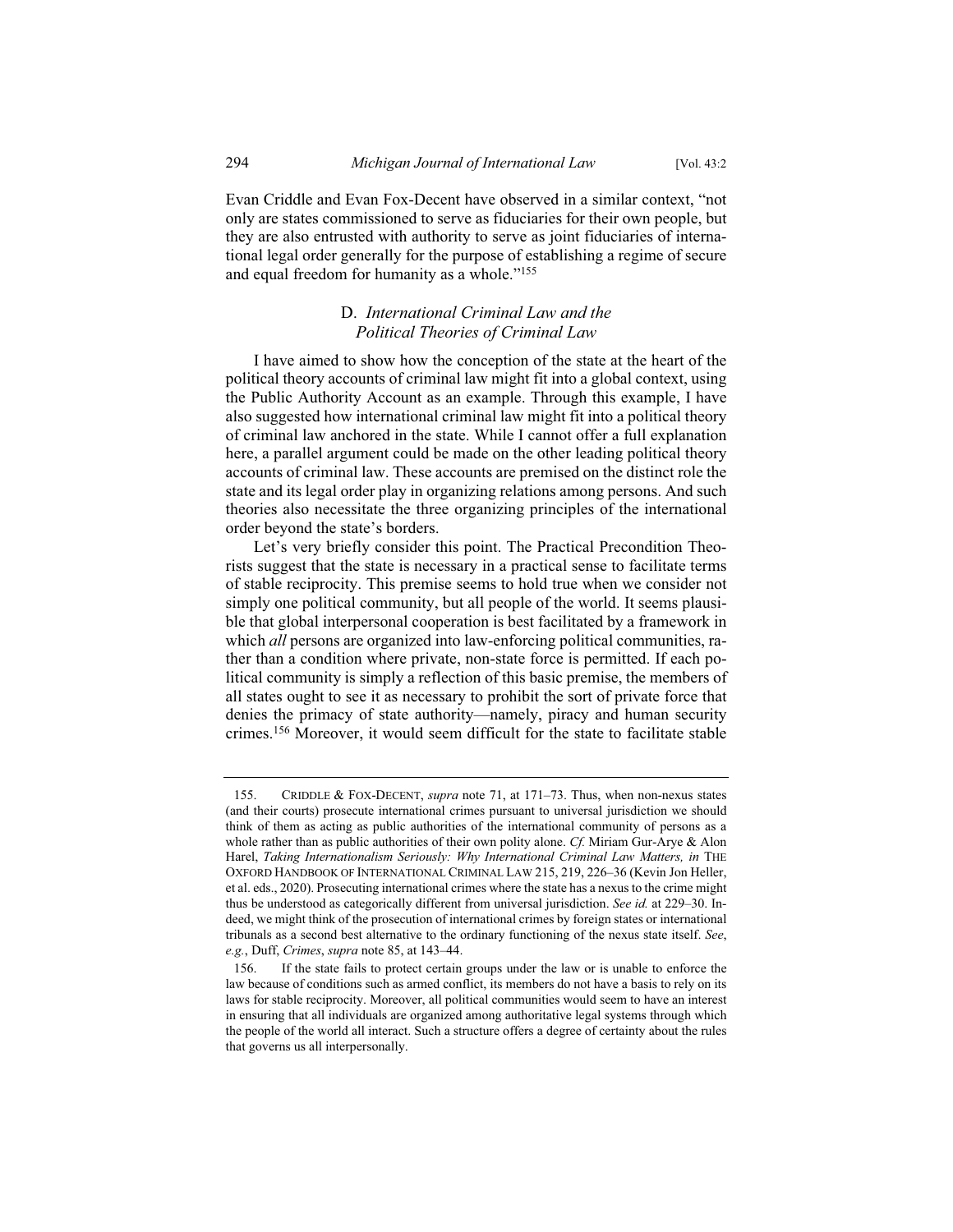Evan Criddle and Evan Fox-Decent have observed in a similar context, "not only are states commissioned to serve as fiduciaries for their own people, but they are also entrusted with authority to serve as joint fiduciaries of international legal order generally for the purpose of establishing a regime of secure and equal freedom for humanity as a whole."[155]

### D. *International Criminal Law and the Political Theories of Criminal Law*

I have aimed to show how the conception of the state at the heart of the political theory accounts of criminal law might fit into a global context, using the Public Authority Account as an example. Through this example, I have also suggested how international criminal law might fit into a political theory of criminal law anchored in the state. While I cannot offer a full explanation here, a parallel argument could be made on the other leading political theory accounts of criminal law. These accounts are premised on the distinct role the state and its legal order play in organizing relations among persons. And such theories also necessitate the three organizing principles of the international order beyond the state's borders.

Let's very briefly consider this point. The Practical Precondition Theorists suggest that the state is necessary in a practical sense to facilitate terms of stable reciprocity. This premise seems to hold true when we consider not simply one political community, but all people of the world. It seems plausible that global interpersonal cooperation is best facilitated by a framework in which *all* persons are organized into law-enforcing political communities, rather than a condition where private, non-state force is permitted. If each political community is simply a reflection of this basic premise, the members of all states ought to see it as necessary to prohibit the sort of private force that denies the primacy of state authority—namely, piracy and human security crimes.[156] Moreover, it would seem difficult for the state to facilitate stable

---

155. CRIDDLE & FOX-DECENT, *supra* note 71, at 171–73. Thus, when non-nexus states (and their courts) prosecute international crimes pursuant to universal jurisdiction we should think of them as acting as public authorities of the international community of persons as a whole rather than as public authorities of their own polity alone. *Cf.* Miriam Gur-Arye & Alon Harel, *Taking Internationalism Seriously: Why International Criminal Law Matters, in* THE OXFORD HANDBOOK OF INTERNATIONAL CRIMINAL LAW 215, 219, 226–36 (Kevin Jon Heller, et al. eds., 2020). Prosecuting international crimes where the state has a nexus to the crime might thus be understood as categorically different from universal jurisdiction. *See id.* at 229–30. Indeed, we might think of the prosecution of international crimes by foreign states or international tribunals as a second best alternative to the ordinary functioning of the nexus state itself. *See*, *e.g.*, Duff, *Crimes*, *supra* note 85, at 143–44.

156. If the state fails to protect certain groups under the law or is unable to enforce the law because of conditions such as armed conflict, its members do not have a basis to rely on its laws for stable reciprocity. Moreover, all political communities would seem to have an interest in ensuring that all individuals are organized among authoritative legal systems through which the people of the world all interact. Such a structure offers a degree of certainty about the rules that governs us all interpersonally.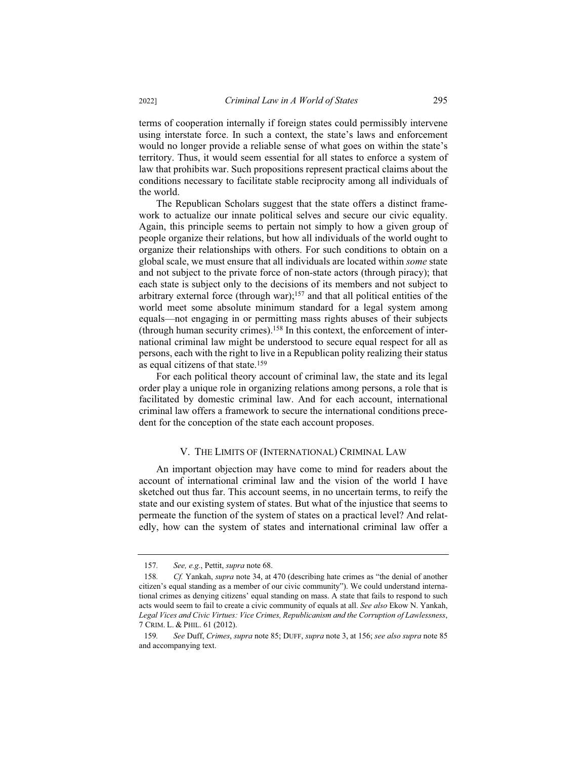terms of cooperation internally if foreign states could permissibly intervene using interstate force. In such a context, the state's laws and enforcement would no longer provide a reliable sense of what goes on within the state's territory. Thus, it would seem essential for all states to enforce a system of law that prohibits war. Such propositions represent practical claims about the conditions necessary to facilitate stable reciprocity among all individuals of the world.

The Republican Scholars suggest that the state offers a distinct framework to actualize our innate political selves and secure our civic equality. Again, this principle seems to pertain not simply to how a given group of people organize their relations, but how all individuals of the world ought to organize their relationships with others. For such conditions to obtain on a global scale, we must ensure that all individuals are located within *some* state and not subject to the private force of non-state actors (through piracy); that each state is subject only to the decisions of its members and not subject to arbitrary external force (through war);[157] and that all political entities of the world meet some absolute minimum standard for a legal system among equals—not engaging in or permitting mass rights abuses of their subjects (through human security crimes).[158] In this context, the enforcement of international criminal law might be understood to secure equal respect for all as persons, each with the right to live in a Republican polity realizing their status as equal citizens of that state.[159]

For each political theory account of criminal law, the state and its legal order play a unique role in organizing relations among persons, a role that is facilitated by domestic criminal law. And for each account, international criminal law offers a framework to secure the international conditions precedent for the conception of the state each account proposes.

## V. THE LIMITS OF (INTERNATIONAL) CRIMINAL LAW

An important objection may have come to mind for readers about the account of international criminal law and the vision of the world I have sketched out thus far. This account seems, in no uncertain terms, to reify the state and our existing system of states. But what of the injustice that seems to permeate the function of the system of states on a practical level? And relatedly, how can the system of states and international criminal law offer a

---

157. *See, e.g.*, Pettit, *supra* note 68.

158. *Cf.* Yankah, *supra* note 34, at 470 (describing hate crimes as "the denial of another citizen's equal standing as a member of our civic community"). We could understand international crimes as denying citizens' equal standing on mass. A state that fails to respond to such acts would seem to fail to create a civic community of equals at all. *See also* Ekow N. Yankah, *Legal Vices and Civic Virtues: Vice Crimes, Republicanism and the Corruption of Lawlessness*, 7 CRIM. L. & PHIL. 61 (2012).

159. *See* Duff, *Crimes*, *supra* note 85; DUFF, *supra* note 3, at 156; *see also supra* note 85 and accompanying text.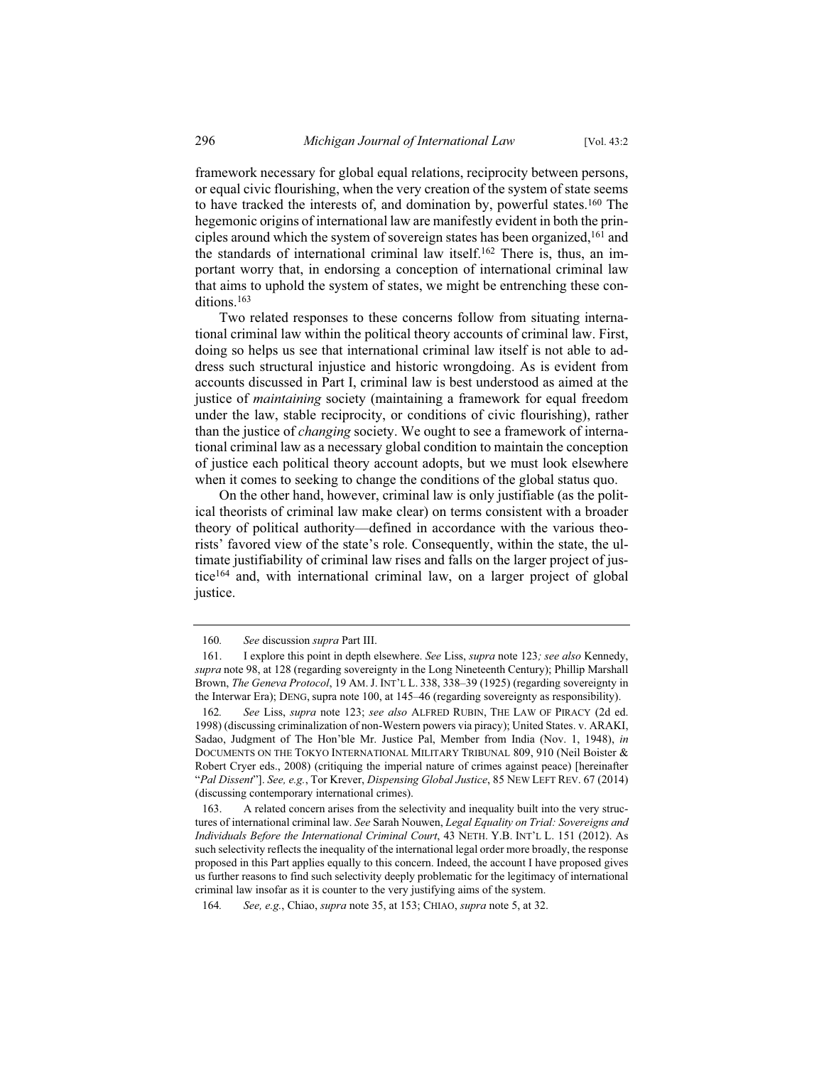framework necessary for global equal relations, reciprocity between persons, or equal civic flourishing, when the very creation of the system of state seems to have tracked the interests of, and domination by, powerful states.[160] The hegemonic origins of international law are manifestly evident in both the principles around which the system of sovereign states has been organized,[161] and the standards of international criminal law itself.[162] There is, thus, an important worry that, in endorsing a conception of international criminal law that aims to uphold the system of states, we might be entrenching these conditions.[163]

Two related responses to these concerns follow from situating international criminal law within the political theory accounts of criminal law. First, doing so helps us see that international criminal law itself is not able to address such structural injustice and historic wrongdoing. As is evident from accounts discussed in Part I, criminal law is best understood as aimed at the justice of *maintaining* society (maintaining a framework for equal freedom under the law, stable reciprocity, or conditions of civic flourishing), rather than the justice of *changing* society. We ought to see a framework of international criminal law as a necessary global condition to maintain the conception of justice each political theory account adopts, but we must look elsewhere when it comes to seeking to change the conditions of the global status quo.

On the other hand, however, criminal law is only justifiable (as the political theorists of criminal law make clear) on terms consistent with a broader theory of political authority—defined in accordance with the various theorists' favored view of the state's role. Consequently, within the state, the ultimate justifiability of criminal law rises and falls on the larger project of justice[164] and, with international criminal law, on a larger project of global justice.

---

160. *See* discussion *supra* Part III.

161. I explore this point in depth elsewhere. *See* Liss, *supra* note 123*; see also* Kennedy, *supra* note 98, at 128 (regarding sovereignty in the Long Nineteenth Century); Phillip Marshall Brown, *The Geneva Protocol*, 19 AM. J. INT'L L. 338, 338–39 (1925) (regarding sovereignty in the Interwar Era); DENG, supra note 100, at 145–46 (regarding sovereignty as responsibility).

162. *See* Liss, *supra* note 123; *see also* ALFRED RUBIN, THE LAW OF PIRACY (2d ed. 1998) (discussing criminalization of non-Western powers via piracy); United States. v. ARAKI, Sadao, Judgment of The Hon'ble Mr. Justice Pal, Member from India (Nov. 1, 1948), *in* DOCUMENTS ON THE TOKYO INTERNATIONAL MILITARY TRIBUNAL 809, 910 (Neil Boister & Robert Cryer eds., 2008) (critiquing the imperial nature of crimes against peace) [hereinafter "*Pal Dissent*"]. *See, e.g.*, Tor Krever, *Dispensing Global Justice*, 85 NEW LEFT REV. 67 (2014) (discussing contemporary international crimes).

163. A related concern arises from the selectivity and inequality built into the very structures of international criminal law. *See* Sarah Nouwen, *Legal Equality on Trial: Sovereigns and Individuals Before the International Criminal Court*, 43 NETH. Y.B. INT'L L. 151 (2012). As such selectivity reflects the inequality of the international legal order more broadly, the response proposed in this Part applies equally to this concern. Indeed, the account I have proposed gives us further reasons to find such selectivity deeply problematic for the legitimacy of international criminal law insofar as it is counter to the very justifying aims of the system.

164. *See, e.g.*, Chiao, *supra* note 35, at 153; CHIAO, *supra* note 5, at 32.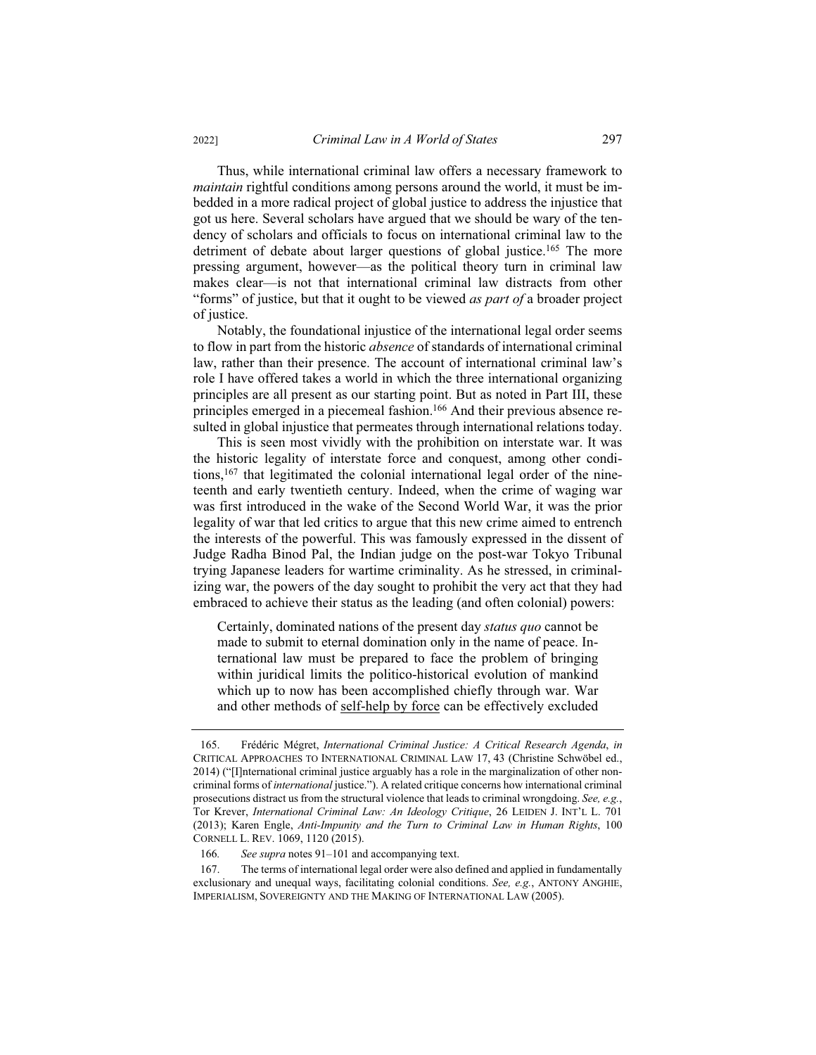Thus, while international criminal law offers a necessary framework to *maintain* rightful conditions among persons around the world, it must be imbedded in a more radical project of global justice to address the injustice that got us here. Several scholars have argued that we should be wary of the tendency of scholars and officials to focus on international criminal law to the detriment of debate about larger questions of global justice.[165] The more pressing argument, however—as the political theory turn in criminal law makes clear—is not that international criminal law distracts from other "forms" of justice, but that it ought to be viewed *as part of* a broader project of justice.

Notably, the foundational injustice of the international legal order seems to flow in part from the historic *absence* of standards of international criminal law, rather than their presence. The account of international criminal law's role I have offered takes a world in which the three international organizing principles are all present as our starting point. But as noted in Part III, these principles emerged in a piecemeal fashion.[166] And their previous absence resulted in global injustice that permeates through international relations today.

This is seen most vividly with the prohibition on interstate war. It was the historic legality of interstate force and conquest, among other conditions,[167] that legitimated the colonial international legal order of the nineteenth and early twentieth century. Indeed, when the crime of waging war was first introduced in the wake of the Second World War, it was the prior legality of war that led critics to argue that this new crime aimed to entrench the interests of the powerful. This was famously expressed in the dissent of Judge Radha Binod Pal, the Indian judge on the post-war Tokyo Tribunal trying Japanese leaders for wartime criminality. As he stressed, in criminalizing war, the powers of the day sought to prohibit the very act that they had embraced to achieve their status as the leading (and often colonial) powers:

> Certainly, dominated nations of the present day *status quo* cannot be made to submit to eternal domination only in the name of peace. International law must be prepared to face the problem of bringing within juridical limits the politico-historical evolution of mankind which up to now has been accomplished chiefly through war. War and other methods of <u>self-help by force</u> can be effectively excluded

---

165. Frédéric Mégret, *International Criminal Justice: A Critical Research Agenda*, *in* CRITICAL APPROACHES TO INTERNATIONAL CRIMINAL LAW 17, 43 (Christine Schwöbel ed., 2014) ("[I]nternational criminal justice arguably has a role in the marginalization of other non-criminal forms of *international* justice."). A related critique concerns how international criminal prosecutions distract us from the structural violence that leads to criminal wrongdoing. *See, e.g.*, Tor Krever, *International Criminal Law: An Ideology Critique*, 26 LEIDEN J. INT'L L. 701 (2013); Karen Engle, *Anti-Impunity and the Turn to Criminal Law in Human Rights*, 100 CORNELL L. REV. 1069, 1120 (2015).

166. *See supra* notes 91–101 and accompanying text.

167. The terms of international legal order were also defined and applied in fundamentally exclusionary and unequal ways, facilitating colonial conditions. *See, e.g.*, ANTONY ANGHIE, IMPERIALISM, SOVEREIGNTY AND THE MAKING OF INTERNATIONAL LAW (2005).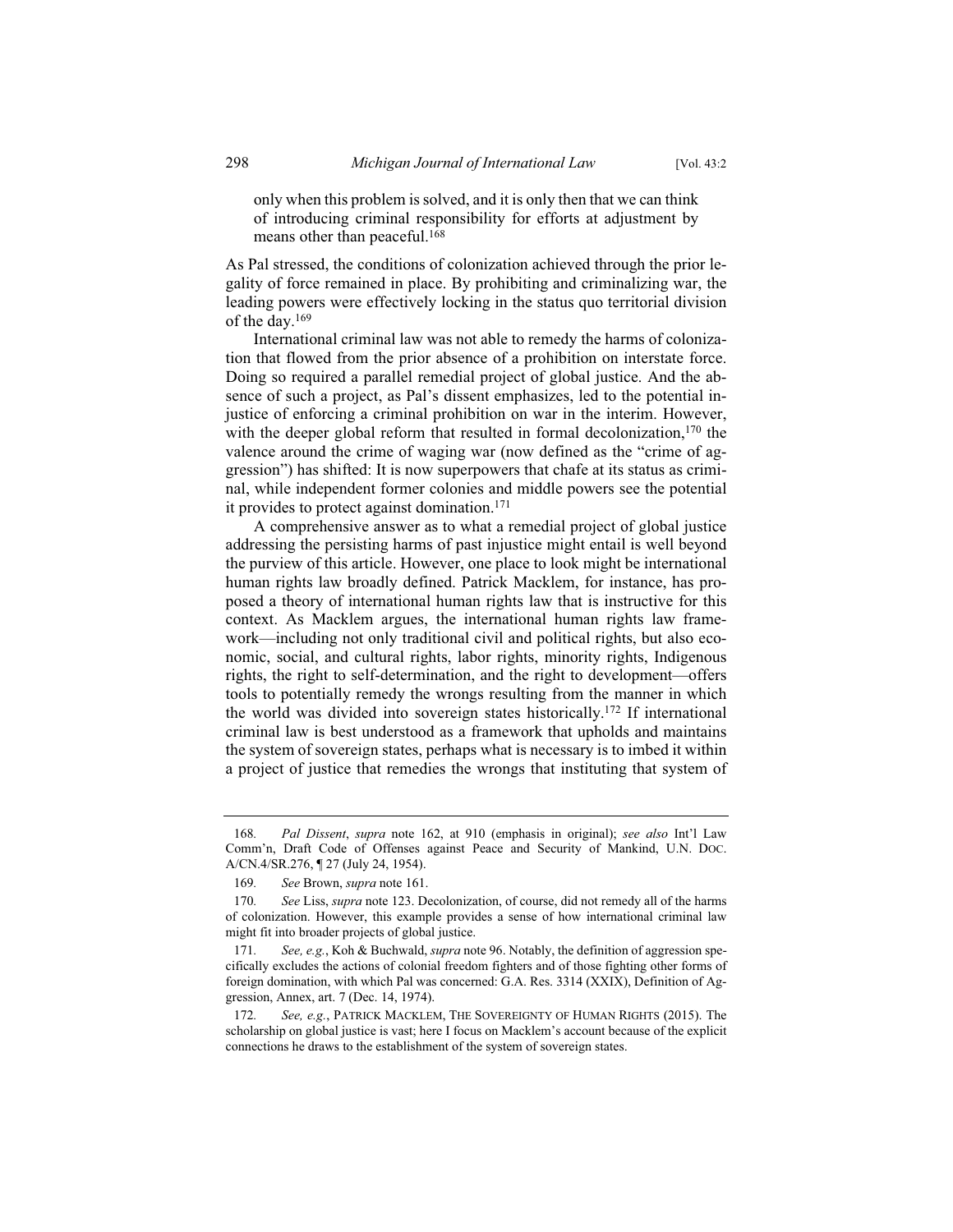only when this problem is solved, and it is only then that we can think of introducing criminal responsibility for efforts at adjustment by means other than peaceful.[168]

As Pal stressed, the conditions of colonization achieved through the prior legality of force remained in place. By prohibiting and criminalizing war, the leading powers were effectively locking in the status quo territorial division of the day.[169]

International criminal law was not able to remedy the harms of colonization that flowed from the prior absence of a prohibition on interstate force. Doing so required a parallel remedial project of global justice. And the absence of such a project, as Pal's dissent emphasizes, led to the potential injustice of enforcing a criminal prohibition on war in the interim. However, with the deeper global reform that resulted in formal decolonization,[170] the valence around the crime of waging war (now defined as the "crime of aggression") has shifted: It is now superpowers that chafe at its status as criminal, while independent former colonies and middle powers see the potential it provides to protect against domination.[171]

A comprehensive answer as to what a remedial project of global justice addressing the persisting harms of past injustice might entail is well beyond the purview of this article. However, one place to look might be international human rights law broadly defined. Patrick Macklem, for instance, has proposed a theory of international human rights law that is instructive for this context. As Macklem argues, the international human rights law framework—including not only traditional civil and political rights, but also economic, social, and cultural rights, labor rights, minority rights, Indigenous rights, the right to self-determination, and the right to development—offers tools to potentially remedy the wrongs resulting from the manner in which the world was divided into sovereign states historically.[172] If international criminal law is best understood as a framework that upholds and maintains the system of sovereign states, perhaps what is necessary is to imbed it within a project of justice that remedies the wrongs that instituting that system of

---

168. *Pal Dissent*, *supra* note 162, at 910 (emphasis in original); *see also* Int'l Law Comm'n, Draft Code of Offenses against Peace and Security of Mankind, U.N. DOC. A/CN.4/SR.276, ¶ 27 (July 24, 1954).

169. *See* Brown, *supra* note 161.

170. *See* Liss, *supra* note 123. Decolonization, of course, did not remedy all of the harms of colonization. However, this example provides a sense of how international criminal law might fit into broader projects of global justice.

171. *See, e.g.*, Koh & Buchwald, *supra* note 96. Notably, the definition of aggression specifically excludes the actions of colonial freedom fighters and of those fighting other forms of foreign domination, with which Pal was concerned: G.A. Res. 3314 (XXIX), Definition of Aggression, Annex, art. 7 (Dec. 14, 1974).

172. *See, e.g.*, PATRICK MACKLEM, THE SOVEREIGNTY OF HUMAN RIGHTS (2015). The scholarship on global justice is vast; here I focus on Macklem's account because of the explicit connections he draws to the establishment of the system of sovereign states.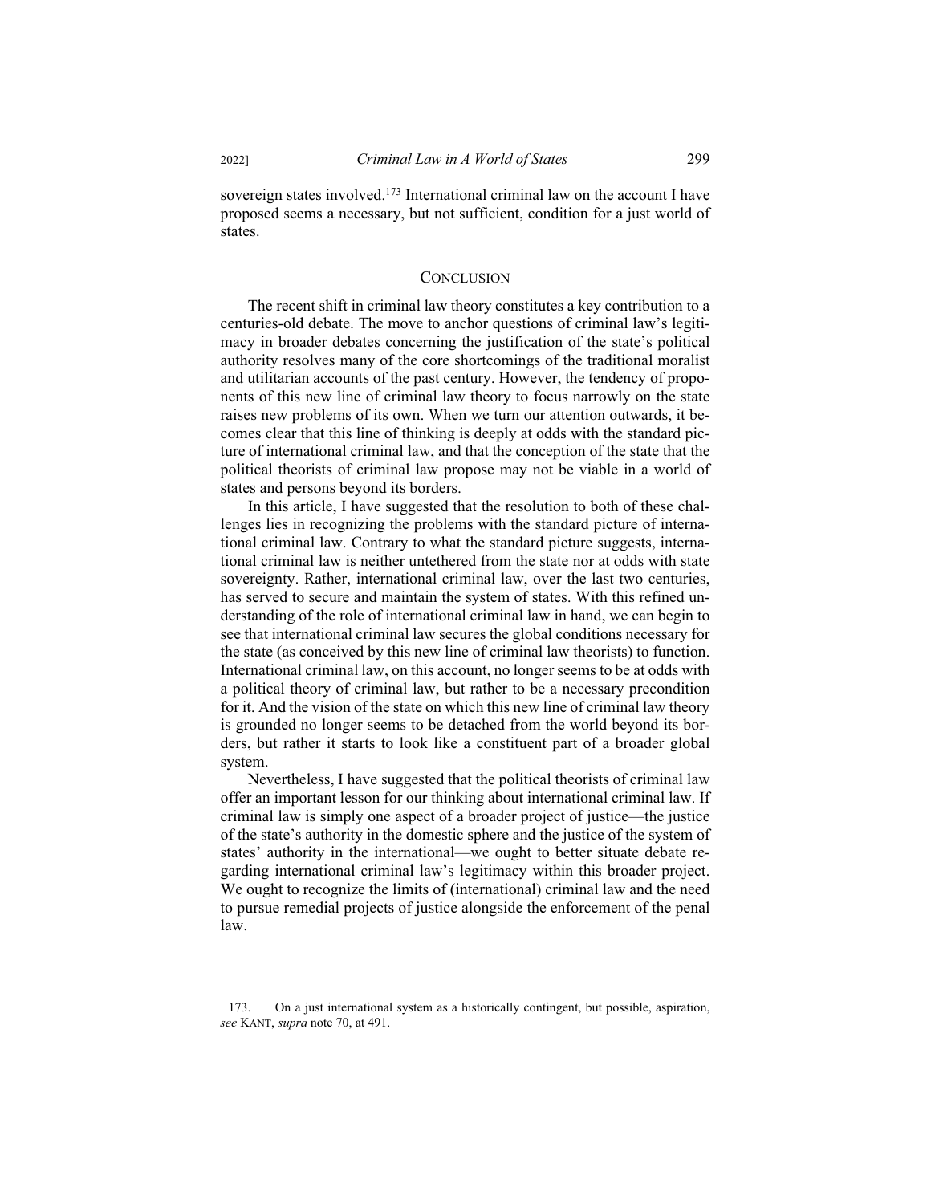sovereign states involved.[173] International criminal law on the account I have proposed seems a necessary, but not sufficient, condition for a just world of states.

## CONCLUSION

The recent shift in criminal law theory constitutes a key contribution to a centuries-old debate. The move to anchor questions of criminal law's legitimacy in broader debates concerning the justification of the state's political authority resolves many of the core shortcomings of the traditional moralist and utilitarian accounts of the past century. However, the tendency of proponents of this new line of criminal law theory to focus narrowly on the state raises new problems of its own. When we turn our attention outwards, it becomes clear that this line of thinking is deeply at odds with the standard picture of international criminal law, and that the conception of the state that the political theorists of criminal law propose may not be viable in a world of states and persons beyond its borders.

In this article, I have suggested that the resolution to both of these challenges lies in recognizing the problems with the standard picture of international criminal law. Contrary to what the standard picture suggests, international criminal law is neither untethered from the state nor at odds with state sovereignty. Rather, international criminal law, over the last two centuries, has served to secure and maintain the system of states. With this refined understanding of the role of international criminal law in hand, we can begin to see that international criminal law secures the global conditions necessary for the state (as conceived by this new line of criminal law theorists) to function. International criminal law, on this account, no longer seems to be at odds with a political theory of criminal law, but rather to be a necessary precondition for it. And the vision of the state on which this new line of criminal law theory is grounded no longer seems to be detached from the world beyond its borders, but rather it starts to look like a constituent part of a broader global system.

Nevertheless, I have suggested that the political theorists of criminal law offer an important lesson for our thinking about international criminal law. If criminal law is simply one aspect of a broader project of justice—the justice of the state's authority in the domestic sphere and the justice of the system of states' authority in the international—we ought to better situate debate regarding international criminal law's legitimacy within this broader project. We ought to recognize the limits of (international) criminal law and the need to pursue remedial projects of justice alongside the enforcement of the penal law.

---

173. On a just international system as a historically contingent, but possible, aspiration, *see* KANT, *supra* note 70, at 491.